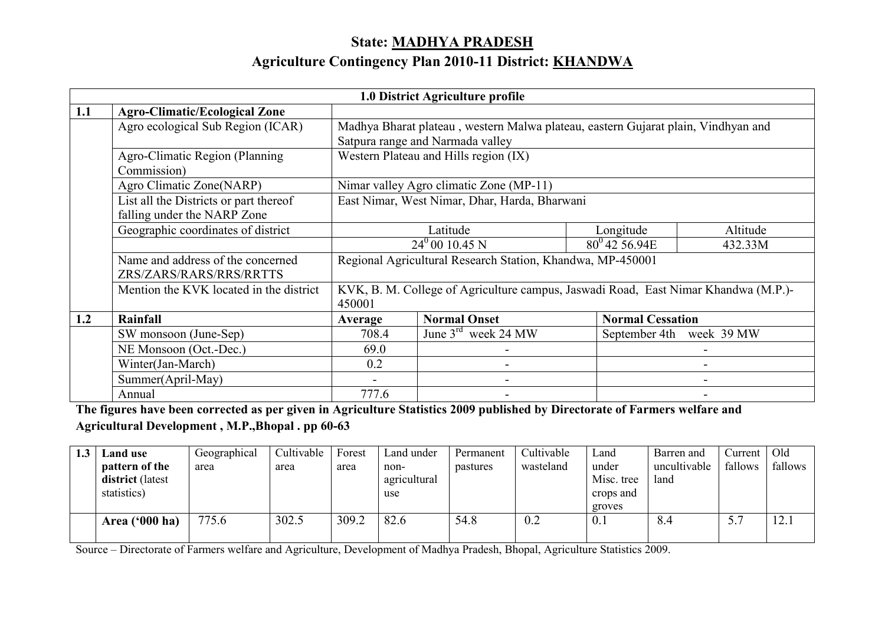# State: MADHYA PRADESH

## Agriculture Contingency Plan 2010-11 District: KHANDWA

| 1.0 District Agriculture profile | | | | | |
|---|---|---|---|---|---|
| **1.1** | **Agro-Climatic/Ecological Zone** | | | | |
| | Agro ecological Sub Region (ICAR) | Madhya Bharat plateau , western Malwa plateau, eastern Gujarat plain, Vindhyan and Satpura range and Narmada valley | | | |
| | Agro-Climatic Region (Planning Commission) | Western Plateau and Hills region (IX) | | | |
| | Agro Climatic Zone(NARP) | Nimar valley Agro climatic Zone (MP-11) | | | |
| | List all the Districts or part thereof falling under the NARP Zone | East Nimar, West Nimar, Dhar, Harda, Bharwani | | | |
| | Geographic coordinates of district | Latitude | | Longitude | Altitude |
| | | $24^0$ 00 10.45 N | | $80^0$ 42 56.94E | 432.33M |
| | Name and address of the concerned ZRS/ZARS/RARS/RRS/RRTTS | Regional Agricultural Research Station, Khandwa, MP-450001 | | | |
| | Mention the KVK located in the district | KVK, B. M. College of Agriculture campus, Jaswadi Road, East Nimar Khandwa (M.P.)-450001 | | | |
| **1.2** | **Rainfall** | **Average** | **Normal Onset** | **Normal Cessation** | |
| | SW monsoon (June-Sep) | 708.4 | June 3rd week 24 MW | September 4th week 39 MW | |
| | NE Monsoon (Oct.-Dec.) | 69.0 | - | - | |
| | Winter(Jan-March) | 0.2 | - | - | |
| | Summer(April-May) | - | - | - | |
| | Annual | 777.6 | - | - | |

**The figures have been corrected as per given in Agriculture Statistics 2009 published by Directorate of Farmers welfare and Agricultural Development , M.P.,Bhopal . pp 60-63**

| 1.3 | Land use pattern of the district (latest statistics) | Geographical area | Cultivable area | Forest area | Land under non-agricultural use | Permanent pastures | Cultivable wasteland | Land under Misc. tree crops and groves | Barren and uncultivable land | Current fallows | Old fallows |
|---|---|---|---|---|---|---|---|---|---|---|---|
| | **Area ('000 ha)** | 775.6 | 302.5 | 309.2 | 82.6 | 54.8 | 0.2 | 0.1 | 8.4 | 5.7 | 12.1 |

Source – Directorate of Farmers welfare and Agriculture, Development of Madhya Pradesh, Bhopal, Agriculture Statistics 2009.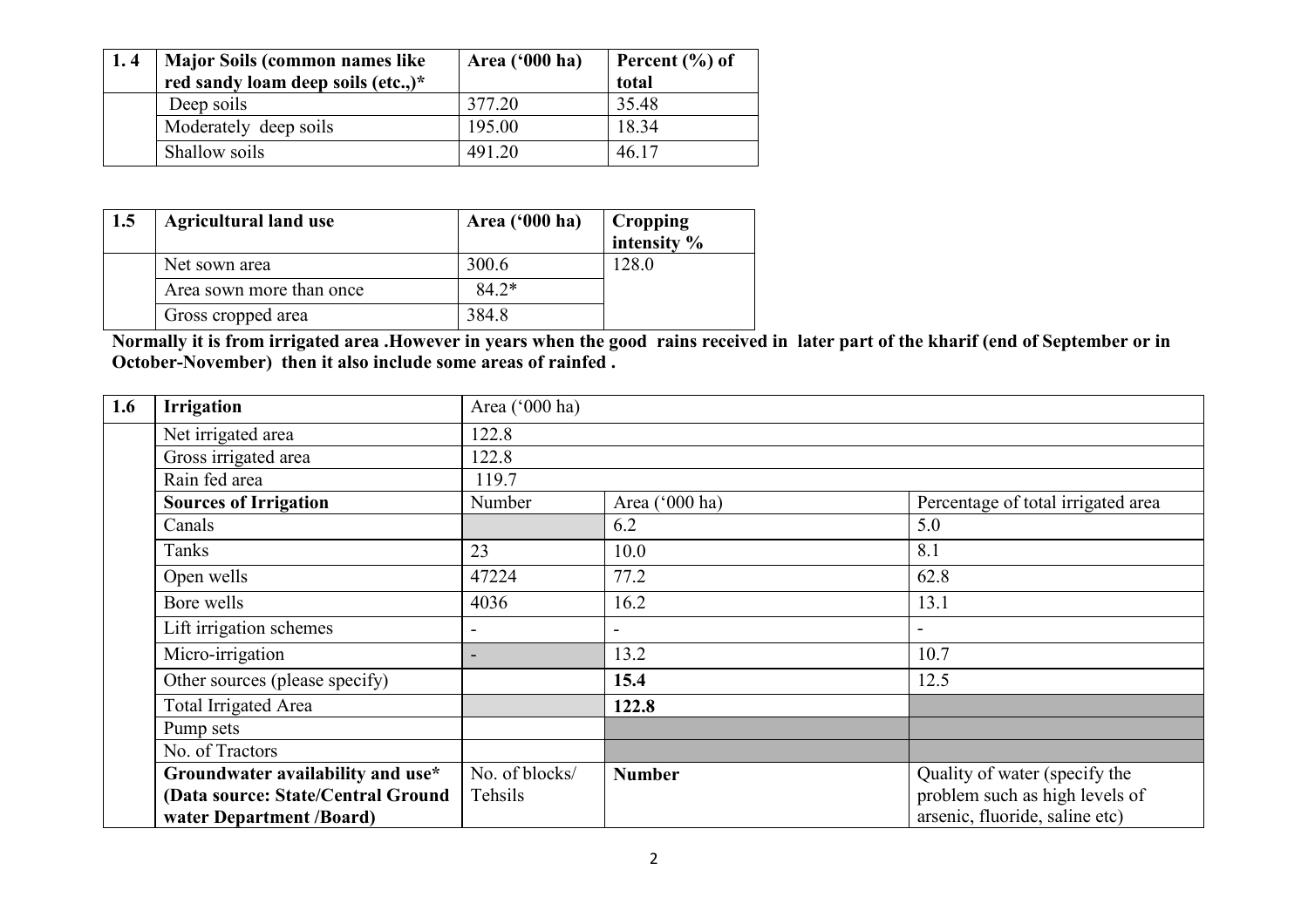| 1. 4 | Major Soils (common names like red sandy loam deep soils (etc.,)* | Area ('000 ha) | Percent (%) of total |
|---|---|---|---|
| | Deep soils | 377.20 | 35.48 |
| | Moderately deep soils | 195.00 | 18.34 |
| | Shallow soils | 491.20 | 46.17 |

| 1.5 | Agricultural land use | Area ('000 ha) | Cropping intensity % |
|---|---|---|---|
| | Net sown area | 300.6 | 128.0 |
| | Area sown more than once | 84.2* | |
| | Gross cropped area | 384.8 | |

**Normally it is from irrigated area .However in years when the good rains received in later part of the kharif (end of September or in October-November) then it also include some areas of rainfed .**

| 1.6 | Irrigation | Area ('000 ha) | | |
|---|---|---|---|---|
| | Net irrigated area | 122.8 | | |
| | Gross irrigated area | 122.8 | | |
| | Rain fed area | 119.7 | | |
| | **Sources of Irrigation** | Number | Area ('000 ha) | Percentage of total irrigated area |
| | Canals | | 6.2 | 5.0 |
| | Tanks | 23 | 10.0 | 8.1 |
| | Open wells | 47224 | 77.2 | 62.8 |
| | Bore wells | 4036 | 16.2 | 13.1 |
| | Lift irrigation schemes | - | - | - |
| | Micro-irrigation | - | 13.2 | 10.7 |
| | Other sources (please specify) | | **15.4** | 12.5 |
| | Total Irrigated Area | | **122.8** | |
| | Pump sets | | | |
| | No. of Tractors | | | |
| | **Groundwater availability and use* (Data source: State/Central Ground water Department /Board)** | No. of blocks/ Tehsils | **Number** | Quality of water (specify the problem such as high levels of arsenic, fluoride, saline etc) |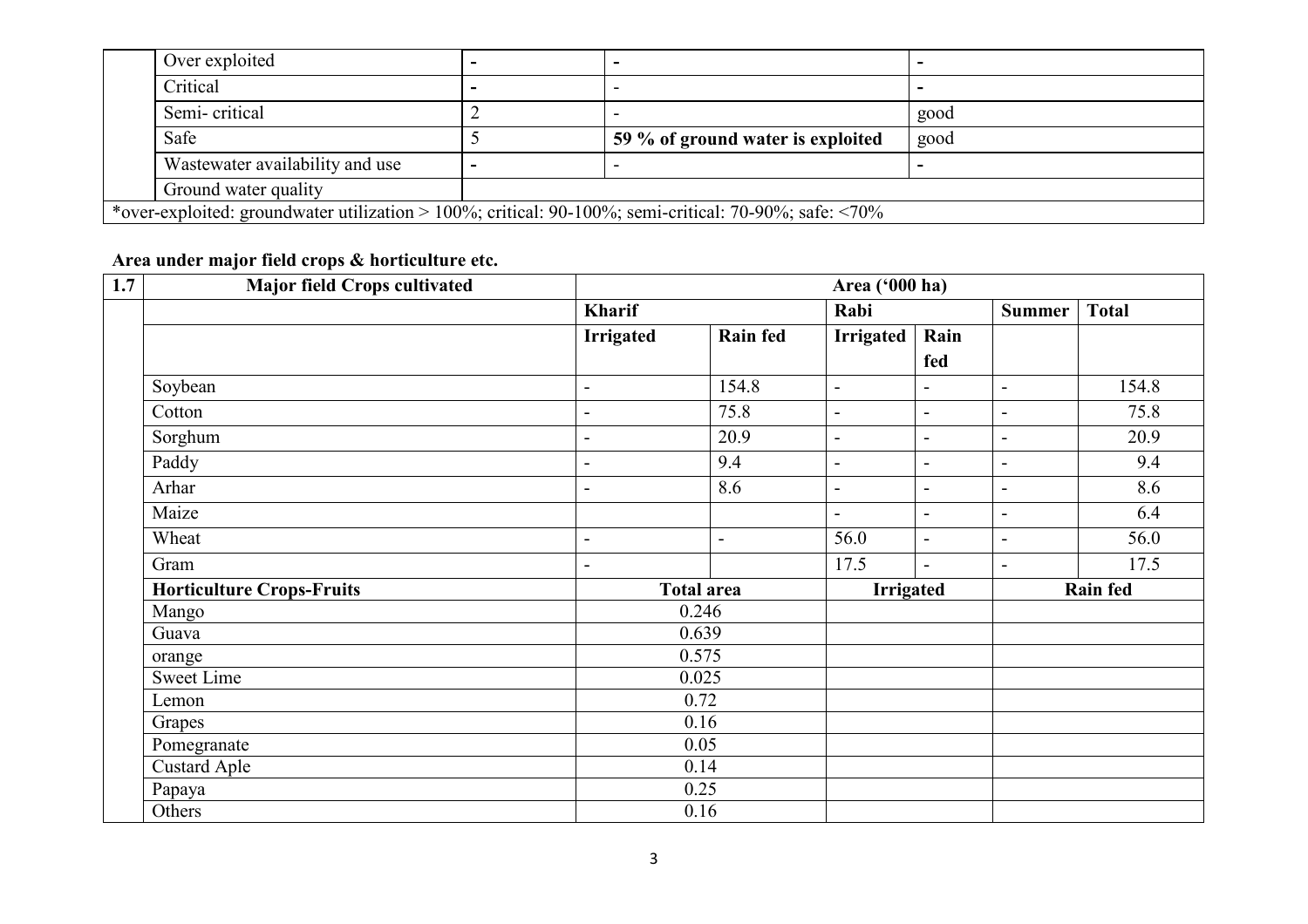| | | | | |
|---|---|---|---|---|
| | Over exploited | - | - | - |
| | Critical | - | - | - |
| | Semi- critical | 2 | - | good |
| | Safe | 5 | **59 % of ground water is exploited** | good |
| | Wastewater availability and use | - | - | - |
| | Ground water quality | | | |

*over-exploited: groundwater utilization > 100%; critical: 90-100%; semi-critical: 70-90%; safe: <70%

**Area under major field crops & horticulture etc.**

| 1.7 | Major field Crops cultivated | Area ('000 ha) | | | | | |
|---|---|---|---|---|---|---|---|
| | | **Kharif** | | **Rabi** | | **Summer** | **Total** |
| | | **Irrigated** | **Rain fed** | **Irrigated** | **Rain fed** | | |
| | Soybean | - | 154.8 | - | - | - | 154.8 |
| | Cotton | - | 75.8 | - | - | - | 75.8 |
| | Sorghum | - | 20.9 | - | - | - | 20.9 |
| | Paddy | - | 9.4 | - | - | - | 9.4 |
| | Arhar | - | 8.6 | - | - | - | 8.6 |
| | Maize | | | - | - | - | 6.4 |
| | Wheat | - | - | 56.0 | - | - | 56.0 |
| | Gram | - | | 17.5 | - | - | 17.5 |
| | **Horticulture Crops-Fruits** | **Total area** | | **Irrigated** | | **Rain fed** | |
| | Mango | 0.246 | | | | | |
| | Guava | 0.639 | | | | | |
| | orange | 0.575 | | | | | |
| | Sweet Lime | 0.025 | | | | | |
| | Lemon | 0.72 | | | | | |
| | Grapes | 0.16 | | | | | |
| | Pomegranate | 0.05 | | | | | |
| | Custard Aple | 0.14 | | | | | |
| | Papaya | 0.25 | | | | | |
| | Others | 0.16 | | | | | |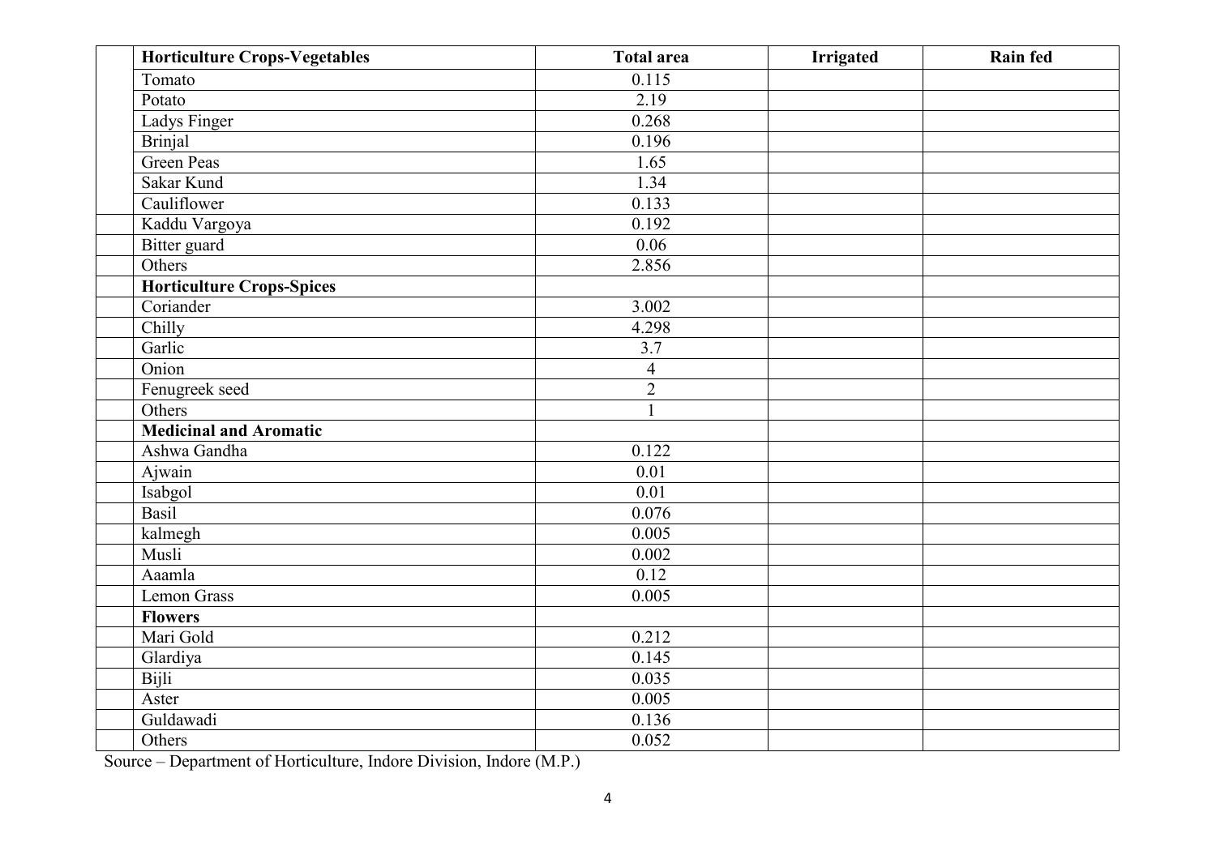| | Horticulture Crops-Vegetables | Total area | Irrigated | Rain fed |
|---|---|---|---|---|
| | Tomato | 0.115 | | |
| | Potato | 2.19 | | |
| | Ladys Finger | 0.268 | | |
| | Brinjal | 0.196 | | |
| | Green Peas | 1.65 | | |
| | Sakar Kund | 1.34 | | |
| | Cauliflower | 0.133 | | |
| | Kaddu Vargoya | 0.192 | | |
| | Bitter guard | 0.06 | | |
| | Others | 2.856 | | |
| | **Horticulture Crops-Spices** | | | |
| | Coriander | 3.002 | | |
| | Chilly | 4.298 | | |
| | Garlic | 3.7 | | |
| | Onion | 4 | | |
| | Fenugreek seed | 2 | | |
| | Others | 1 | | |
| | **Medicinal and Aromatic** | | | |
| | Ashwa Gandha | 0.122 | | |
| | Ajwain | 0.01 | | |
| | Isabgol | 0.01 | | |
| | Basil | 0.076 | | |
| | kalmegh | 0.005 | | |
| | Musli | 0.002 | | |
| | Aaamla | 0.12 | | |
| | Lemon Grass | 0.005 | | |
| | **Flowers** | | | |
| | Mari Gold | 0.212 | | |
| | Glardiya | 0.145 | | |
| | Bijli | 0.035 | | |
| | Aster | 0.005 | | |
| | Guldawadi | 0.136 | | |
| | Others | 0.052 | | |

Source – Department of Horticulture, Indore Division, Indore (M.P.)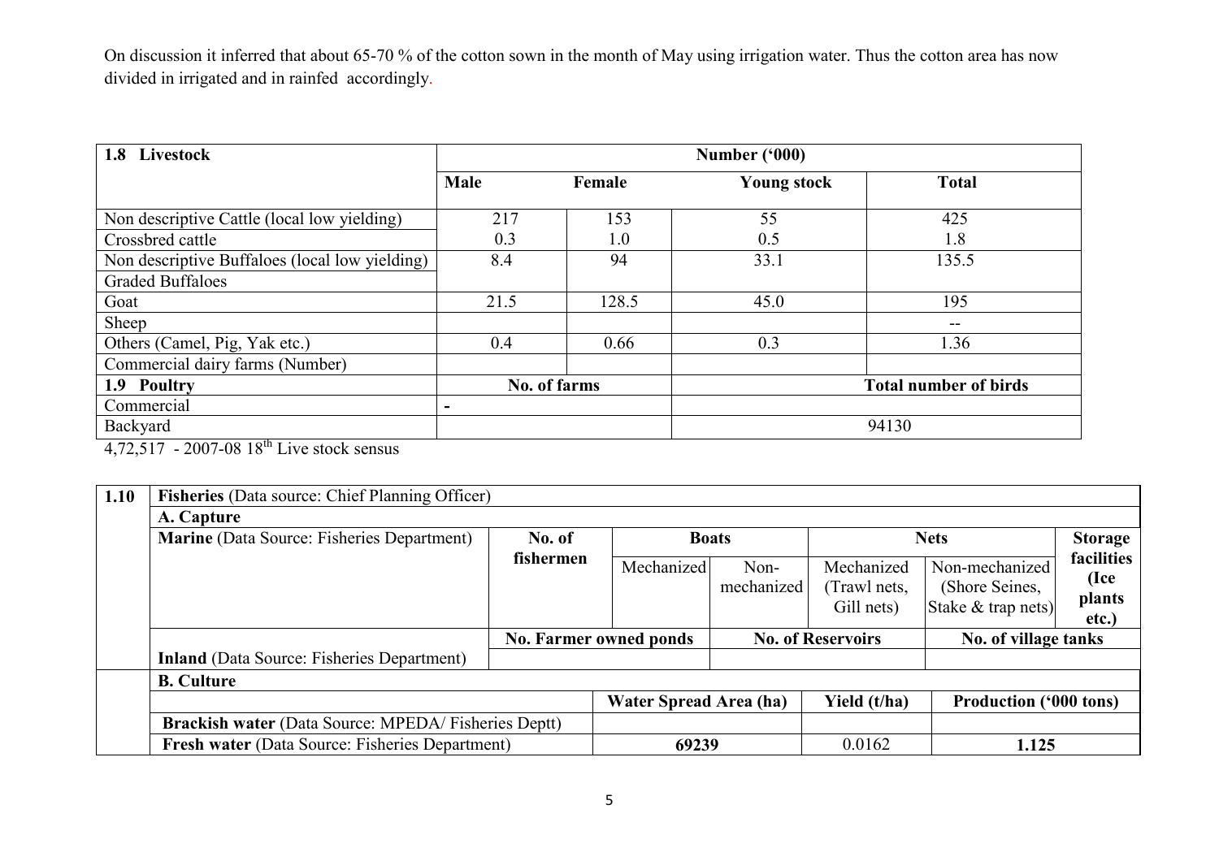On discussion it inferred that about 65-70 % of the cotton sown in the month of May using irrigation water. Thus the cotton area has now divided in irrigated and in rainfed accordingly.

| 1.8 Livestock | Number ('000) | | | |
|---|---|---|---|---|
| | Male | Female | Young stock | Total |
| Non descriptive Cattle (local low yielding) | 217 | 153 | 55 | 425 |
| Crossbred cattle | 0.3 | 1.0 | 0.5 | 1.8 |
| Non descriptive Buffaloes (local low yielding) | 8.4 | 94 | 33.1 | 135.5 |
| Graded Buffaloes | | | | |
| Goat | 21.5 | 128.5 | 45.0 | 195 |
| Sheep | | | | -- |
| Others (Camel, Pig, Yak etc.) | 0.4 | 0.66 | 0.3 | 1.36 |
| Commercial dairy farms (Number) | | | | |
| **1.9 Poultry** | **No. of farms** | | **Total number of birds** | |
| Commercial | - | | | |
| Backyard | | | 94130 | |

4,72,517 - 2007-08 18th Live stock sensus

| 1.10 | Fisheries (Data source: Chief Planning Officer) | | | | | | |
|---|---|---|---|---|---|---|---|
| | **A. Capture** | | | | | | |
| | **Marine** (Data Source: Fisheries Department) | No. of fishermen | Boats | | Nets | | Storage facilities (Ice plants etc.) |
| | | | Mechanized | Non-mechanized | Mechanized (Trawl nets, Gill nets) | Non-mechanized (Shore Seines, Stake & trap nets) | |
| | | No. Farmer owned ponds | | No. of Reservoirs | | No. of village tanks | |
| | **Inland** (Data Source: Fisheries Department) | | | | | | |
| | **B. Culture** | | | | | | |
| | | Water Spread Area (ha) | | Yield (t/ha) | | Production ('000 tons) | |
| | **Brackish water** (Data Source: MPEDA/ Fisheries Deptt) | | | | | | |
| | **Fresh water** (Data Source: Fisheries Department) | 69239 | | 0.0162 | | 1.125 | |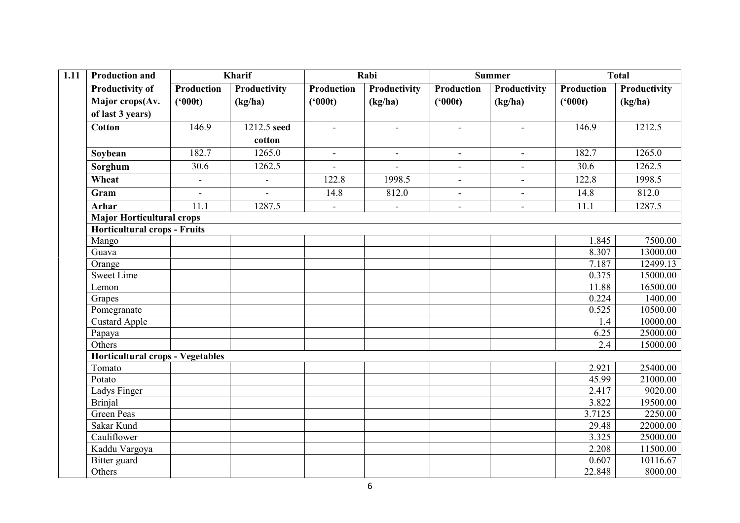| 1.11 | Production and Productivity of Major crops(Av. of last 3 years) | Kharif | | Rabi | | Summer | | Total | |
|---|---|---|---|---|---|---|---|---|---|
| | | Production ('000t) | Productivity (kg/ha) | Production ('000t) | Productivity (kg/ha) | Production ('000t) | Productivity (kg/ha) | Production ('000t) | Productivity (kg/ha) |
| | **Cotton** | 146.9 | 1212.5 **seed cotton** | - | - | - | - | 146.9 | 1212.5 |
| | **Soybean** | 182.7 | 1265.0 | - | - | - | - | 182.7 | 1265.0 |
| | **Sorghum** | 30.6 | 1262.5 | - | - | - | - | 30.6 | 1262.5 |
| | **Wheat** | - | - | 122.8 | 1998.5 | - | - | 122.8 | 1998.5 |
| | **Gram** | - | - | 14.8 | 812.0 | - | - | 14.8 | 812.0 |
| | **Arhar** | 11.1 | 1287.5 | - | - | - | - | 11.1 | 1287.5 |
| | **Major Horticultural crops** | | | | | | | | |
| | **Horticultural crops - Fruits** | | | | | | | | |
| | Mango | | | | | | | 1.845 | 7500.00 |
| | Guava | | | | | | | 8.307 | 13000.00 |
| | Orange | | | | | | | 7.187 | 12499.13 |
| | Sweet Lime | | | | | | | 0.375 | 15000.00 |
| | Lemon | | | | | | | 11.88 | 16500.00 |
| | Grapes | | | | | | | 0.224 | 1400.00 |
| | Pomegranate | | | | | | | 0.525 | 10500.00 |
| | Custard Apple | | | | | | | 1.4 | 10000.00 |
| | Papaya | | | | | | | 6.25 | 25000.00 |
| | Others | | | | | | | 2.4 | 15000.00 |
| | **Horticultural crops - Vegetables** | | | | | | | | |
| | Tomato | | | | | | | 2.921 | 25400.00 |
| | Potato | | | | | | | 45.99 | 21000.00 |
| | Ladys Finger | | | | | | | 2.417 | 9020.00 |
| | Brinjal | | | | | | | 3.822 | 19500.00 |
| | Green Peas | | | | | | | 3.7125 | 2250.00 |
| | Sakar Kund | | | | | | | 29.48 | 22000.00 |
| | Cauliflower | | | | | | | 3.325 | 25000.00 |
| | Kaddu Vargoya | | | | | | | 2.208 | 11500.00 |
| | Bitter guard | | | | | | | 0.607 | 10116.67 |
| | Others | | | | | | | 22.848 | 8000.00 |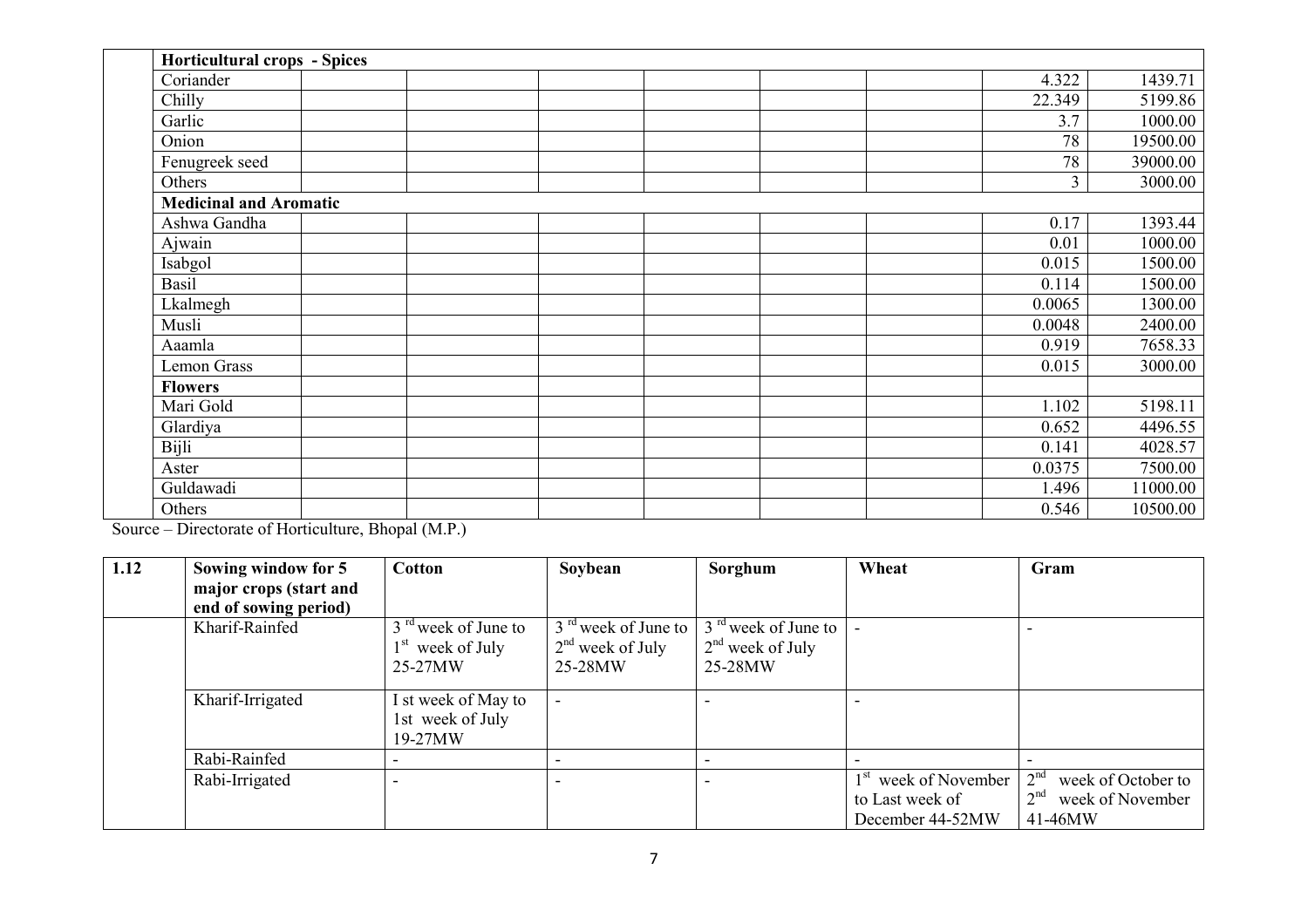| | | | | | | | | |
|---|---|---|---|---|---|---|---|---|
| **Horticultural crops - Spices** | | | | | | | | |
| Coriander | | | | | | | 4.322 | 1439.71 |
| Chilly | | | | | | | 22.349 | 5199.86 |
| Garlic | | | | | | | 3.7 | 1000.00 |
| Onion | | | | | | | 78 | 19500.00 |
| Fenugreek seed | | | | | | | 78 | 39000.00 |
| Others | | | | | | | 3 | 3000.00 |
| **Medicinal and Aromatic** | | | | | | | | |
| Ashwa Gandha | | | | | | | 0.17 | 1393.44 |
| Ajwain | | | | | | | 0.01 | 1000.00 |
| Isabgol | | | | | | | 0.015 | 1500.00 |
| Basil | | | | | | | 0.114 | 1500.00 |
| Lkalmegh | | | | | | | 0.0065 | 1300.00 |
| Musli | | | | | | | 0.0048 | 2400.00 |
| Aaamla | | | | | | | 0.919 | 7658.33 |
| Lemon Grass | | | | | | | 0.015 | 3000.00 |
| **Flowers** | | | | | | | | |
| Mari Gold | | | | | | | 1.102 | 5198.11 |
| Glardiya | | | | | | | 0.652 | 4496.55 |
| Bijli | | | | | | | 0.141 | 4028.57 |
| Aster | | | | | | | 0.0375 | 7500.00 |
| Guldawadi | | | | | | | 1.496 | 11000.00 |
| Others | | | | | | | 0.546 | 10500.00 |

Source – Directorate of Horticulture, Bhopal (M.P.)

| 1.12 | Sowing window for 5 major crops (start and end of sowing period) | Cotton | Soybean | Sorghum | Wheat | Gram |
|---|---|---|---|---|---|---|
| | Kharif-Rainfed | 3rd week of June to 1st week of July 25-27MW | 3rd week of June to 2nd week of July 25-28MW | 3rd week of June to 2nd week of July 25-28MW | - | - |
| | Kharif-Irrigated | I st week of May to 1st week of July 19-27MW | - | - | - | |
| | Rabi-Rainfed | - | - | - | - | - |
| | Rabi-Irrigated | - | - | - | 1st week of November to Last week of December 44-52MW | 2nd week of October to 2nd week of November 41-46MW |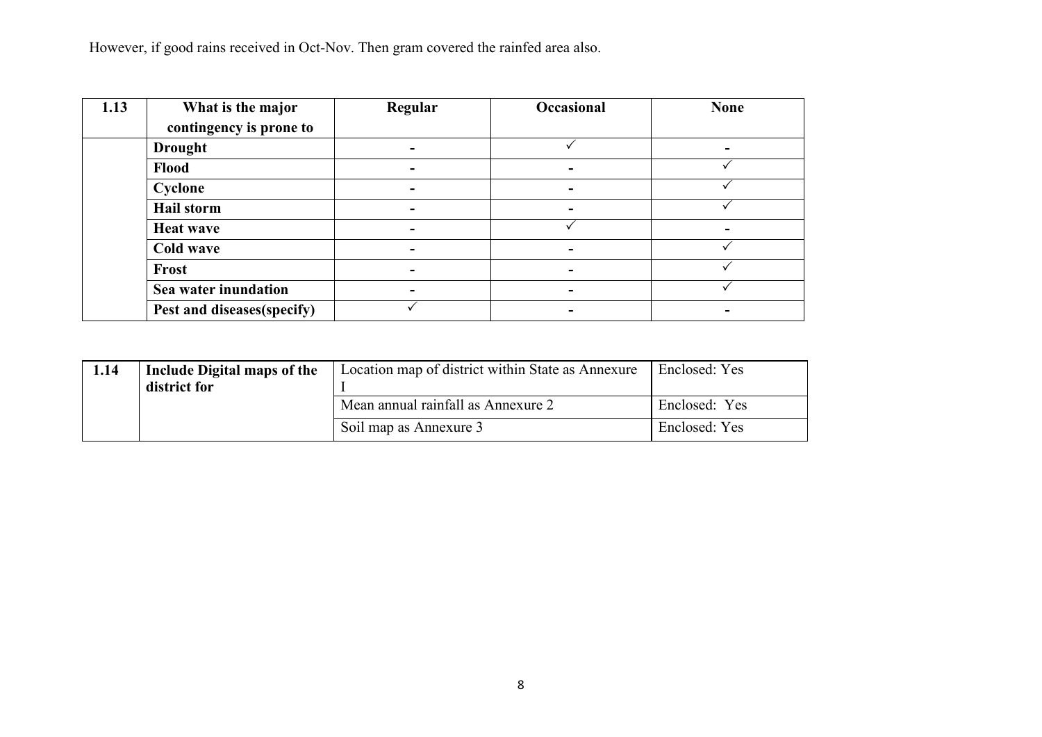However, if good rains received in Oct-Nov. Then gram covered the rainfed area also.

| 1.13 | What is the major contingency is prone to | Regular | Occasional | None |
|---|---|---|---|---|
| | **Drought** | - | ✓ | - |
| | **Flood** | - | - | ✓ |
| | **Cyclone** | - | - | ✓ |
| | **Hail storm** | - | - | ✓ |
| | **Heat wave** | - | ✓ | - |
| | **Cold wave** | - | - | ✓ |
| | **Frost** | - | - | ✓ |
| | **Sea water inundation** | - | - | ✓ |
| | **Pest and diseases(specify)** | ✓ | - | - |

| 1.14 | Include Digital maps of the district for | Location map of district within State as Annexure I | Enclosed: Yes |
|---|---|---|---|
| | | Mean annual rainfall as Annexure 2 | Enclosed: Yes |
| | | Soil map as Annexure 3 | Enclosed: Yes |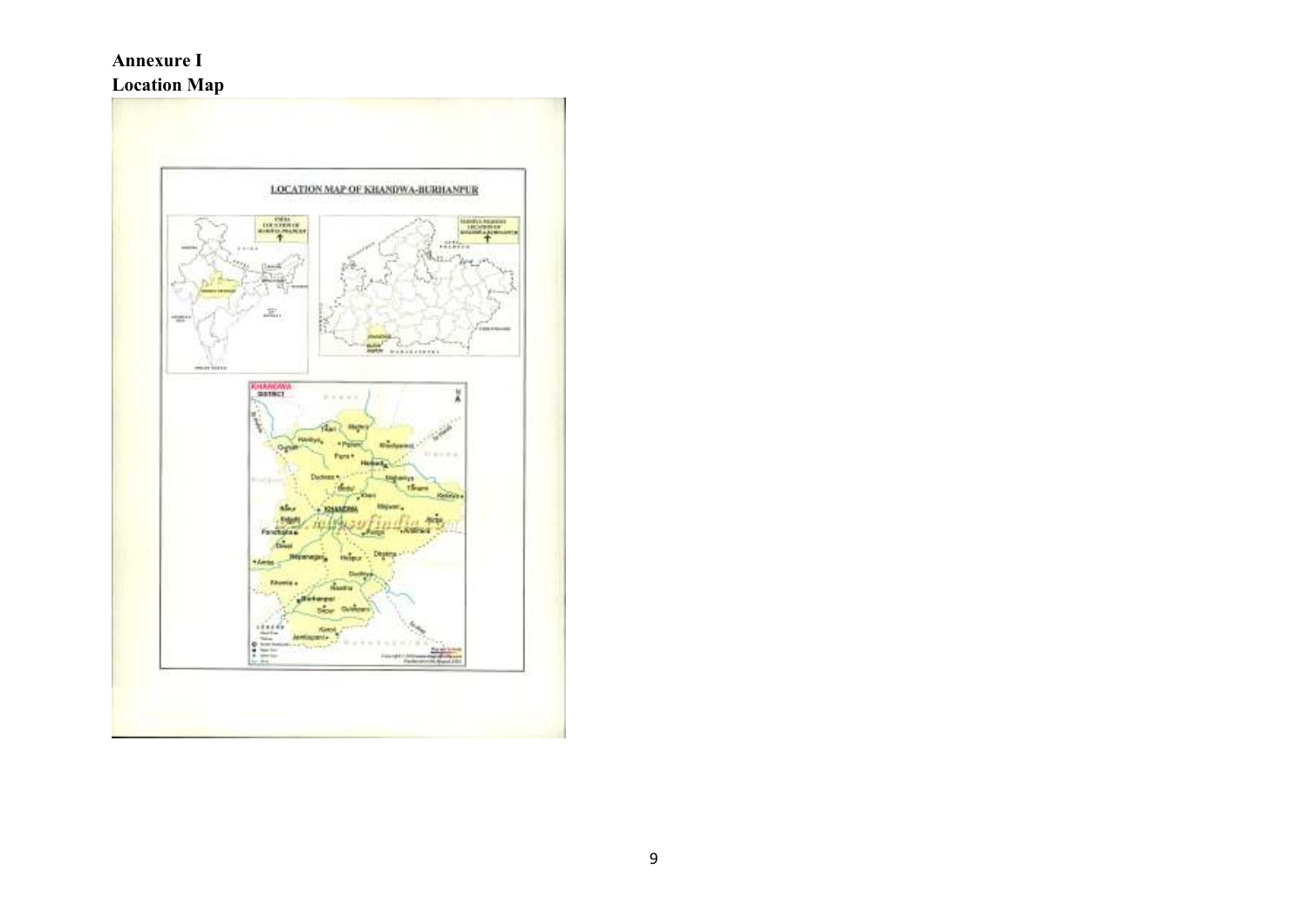**Annexure I**

**Location Map**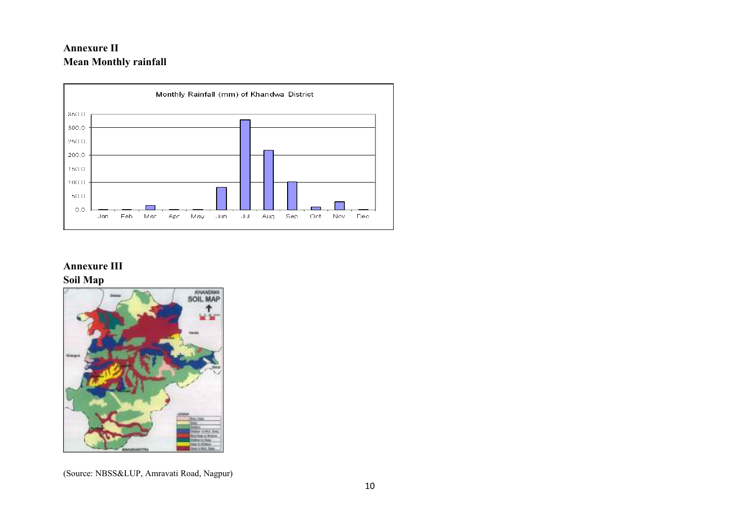**Annexure II**
**Mean Monthly rainfall**

**Annexure III**
**Soil Map**

(Source: NBSS&LUP, Amravati Road, Nagpur)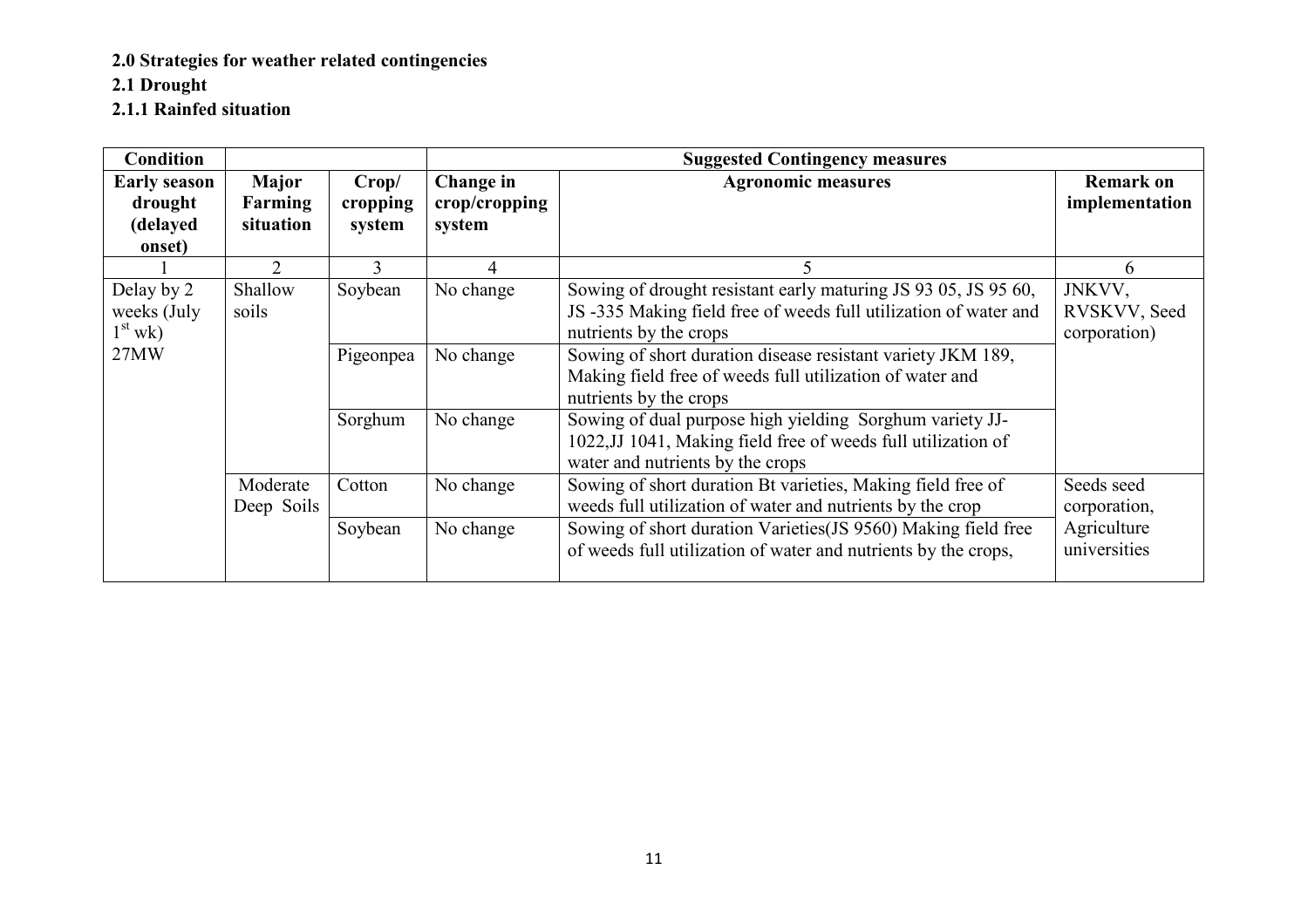**2.0 Strategies for weather related contingencies**

**2.1 Drought**

**2.1.1 Rainfed situation**

| Condition | | | Suggested Contingency measures | | |
|---|---|---|---|---|---|
| **Early season drought (delayed onset)** | **Major Farming situation** | **Crop/ cropping system** | **Change in crop/cropping system** | **Agronomic measures** | **Remark on implementation** |
| 1 | 2 | 3 | 4 | 5 | 6 |
| Delay by 2 weeks (July $1^{st}$ wk) 27MW | Shallow soils | Soybean | No change | Sowing of drought resistant early maturing JS 93 05, JS 95 60, JS -335 Making field free of weeds full utilization of water and nutrients by the crops | JNKVV, RVSKVV, Seed corporation) |
| | | Pigeonpea | No change | Sowing of short duration disease resistant variety JKM 189, Making field free of weeds full utilization of water and nutrients by the crops | |
| | | Sorghum | No change | Sowing of dual purpose high yielding Sorghum variety JJ-1022,JJ 1041, Making field free of weeds full utilization of water and nutrients by the crops | |
| | Moderate Deep Soils | Cotton | No change | Sowing of short duration Bt varieties, Making field free of weeds full utilization of water and nutrients by the crop | Seeds seed corporation, Agriculture universities |
| | | Soybean | No change | Sowing of short duration Varieties(JS 9560) Making field free of weeds full utilization of water and nutrients by the crops, | |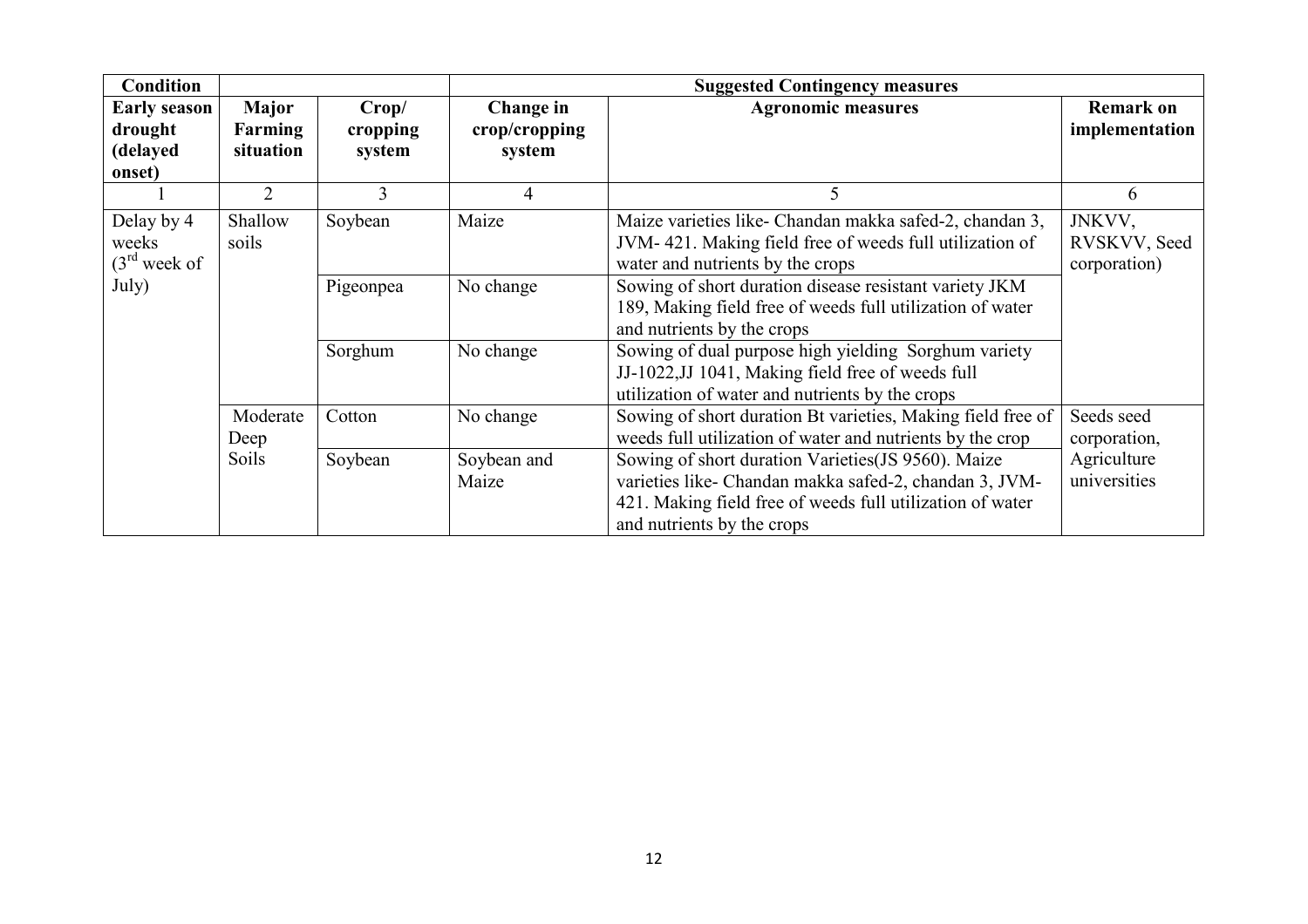| Condition | | | Suggested Contingency measures | | |
|---|---|---|---|---|---|
| **Early season drought (delayed onset)** | **Major Farming situation** | **Crop/ cropping system** | **Change in crop/cropping system** | **Agronomic measures** | **Remark on implementation** |
| 1 | 2 | 3 | 4 | 5 | 6 |
| Delay by 4 weeks (3rd week of July) | Shallow soils | Soybean | Maize | Maize varieties like- Chandan makka safed-2, chandan 3, JVM- 421. Making field free of weeds full utilization of water and nutrients by the crops | JNKVV, RVSKVV, Seed corporation) |
| | | Pigeonpea | No change | Sowing of short duration disease resistant variety JKM 189, Making field free of weeds full utilization of water and nutrients by the crops | |
| | | Sorghum | No change | Sowing of dual purpose high yielding Sorghum variety JJ-1022,JJ 1041, Making field free of weeds full utilization of water and nutrients by the crops | |
| | Moderate Deep Soils | Cotton | No change | Sowing of short duration Bt varieties, Making field free of weeds full utilization of water and nutrients by the crop | Seeds seed corporation, Agriculture universities |
| | | Soybean | Soybean and Maize | Sowing of short duration Varieties(JS 9560). Maize varieties like- Chandan makka safed-2, chandan 3, JVM-421. Making field free of weeds full utilization of water and nutrients by the crops | |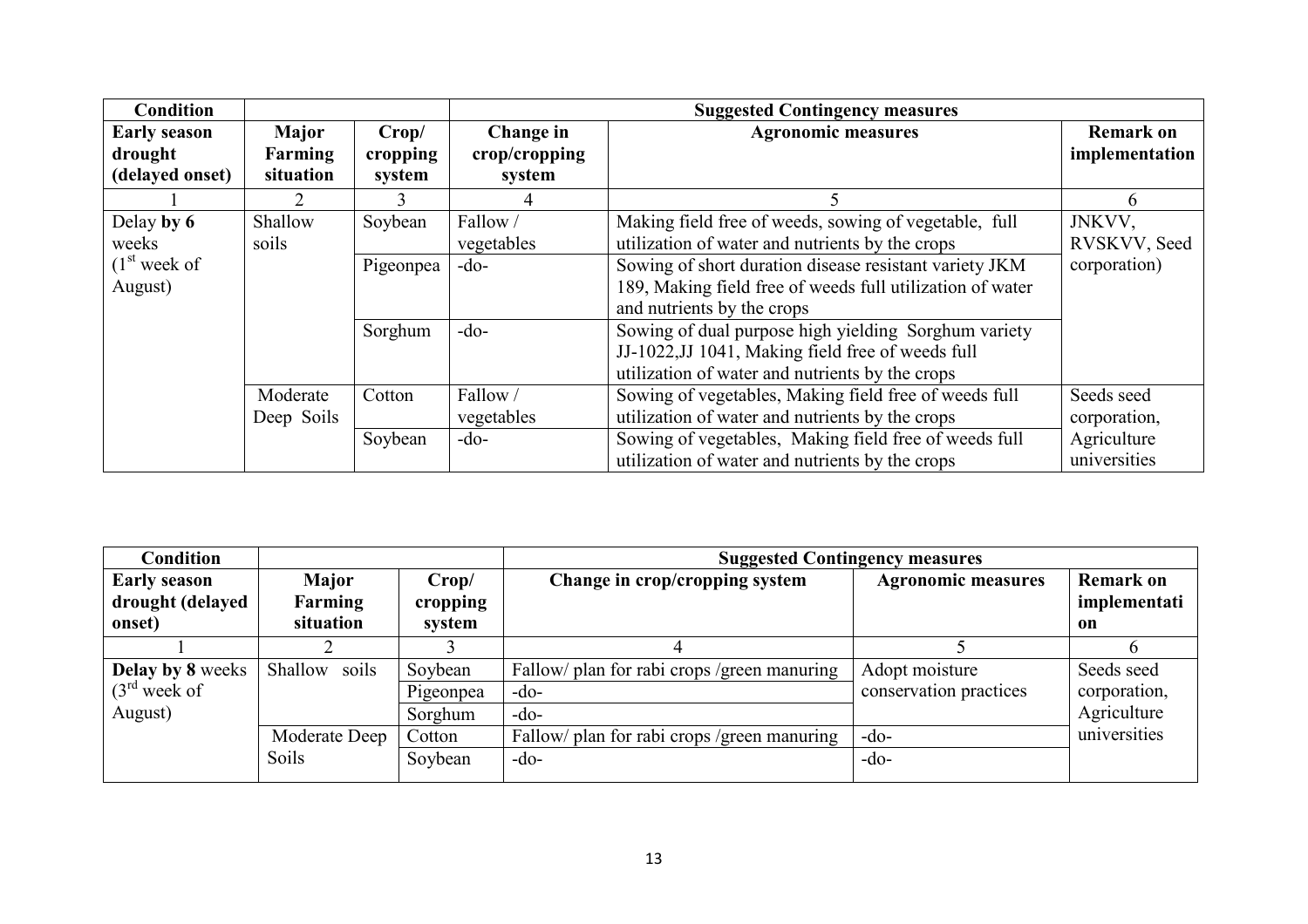| Condition | | | Suggested Contingency measures | | |
|---|---|---|---|---|---|
| **Early season drought (delayed onset)** | **Major Farming situation** | **Crop/ cropping system** | **Change in crop/cropping system** | **Agronomic measures** | **Remark on implementation** |
| 1 | 2 | 3 | 4 | 5 | 6 |
| Delay **by 6** weeks (1st week of August) | Shallow soils | Soybean | Fallow / vegetables | Making field free of weeds, sowing of vegetable, full utilization of water and nutrients by the crops | JNKVV, RVSKVV, Seed corporation) |
| | | Pigeonpea | -do- | Sowing of short duration disease resistant variety JKM 189, Making field free of weeds full utilization of water and nutrients by the crops | |
| | | Sorghum | -do- | Sowing of dual purpose high yielding Sorghum variety JJ-1022,JJ 1041, Making field free of weeds full utilization of water and nutrients by the crops | |
| | Moderate Deep Soils | Cotton | Fallow / vegetables | Sowing of vegetables, Making field free of weeds full utilization of water and nutrients by the crops | Seeds seed corporation, Agriculture universities |
| | | Soybean | -do- | Sowing of vegetables, Making field free of weeds full utilization of water and nutrients by the crops | |

| Condition | | | Suggested Contingency measures | | |
|---|---|---|---|---|---|
| **Early season drought (delayed onset)** | **Major Farming situation** | **Crop/ cropping system** | **Change in crop/cropping system** | **Agronomic measures** | **Remark on implementation** |
| 1 | 2 | 3 | 4 | 5 | 6 |
| **Delay by 8** weeks (3rd week of August) | Shallow soils | Soybean | Fallow/ plan for rabi crops /green manuring | Adopt moisture conservation practices | Seeds seed corporation, Agriculture universities |
| | | Pigeonpea | -do- | | |
| | | Sorghum | -do- | | |
| | Moderate Deep Soils | Cotton | Fallow/ plan for rabi crops /green manuring | -do- | |
| | | Soybean | -do- | -do- | |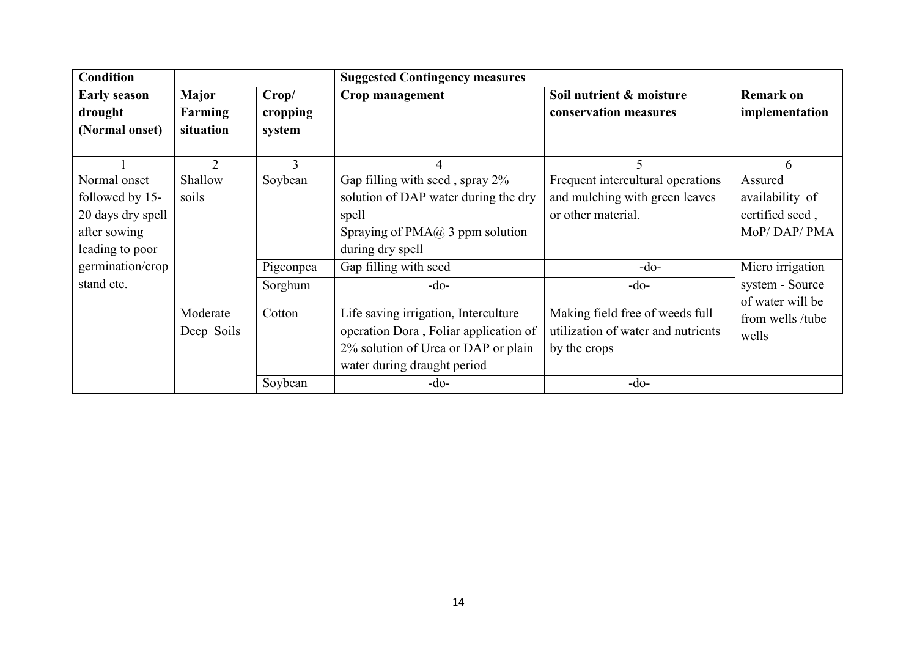| Condition | | | Suggested Contingency measures | | |
|---|---|---|---|---|---|
| **Early season drought (Normal onset)** | **Major Farming situation** | **Crop/ cropping system** | **Crop management** | **Soil nutrient & moisture conservation measures** | **Remark on implementation** |
| 1 | 2 | 3 | 4 | 5 | 6 |
| Normal onset followed by 15-20 days dry spell after sowing leading to poor germination/crop stand etc. | Shallow soils | Soybean | Gap filling with seed , spray 2% solution of DAP water during the dry spell<br>Spraying of PMA@ 3 ppm solution during dry spell | Frequent intercultural operations and mulching with green leaves or other material. | Assured availability of certified seed , MoP/ DAP/ PMA |
| | | Pigeonpea | Gap filling with seed | -do- | Micro irrigation system - Source of water will be from wells /tube wells |
| | | Sorghum | -do- | -do- | |
| | Moderate Deep Soils | Cotton | Life saving irrigation, Interculture operation Dora , Foliar application of 2% solution of Urea or DAP or plain water during draught period | Making field free of weeds full utilization of water and nutrients by the crops | |
| | | Soybean | -do- | -do- | |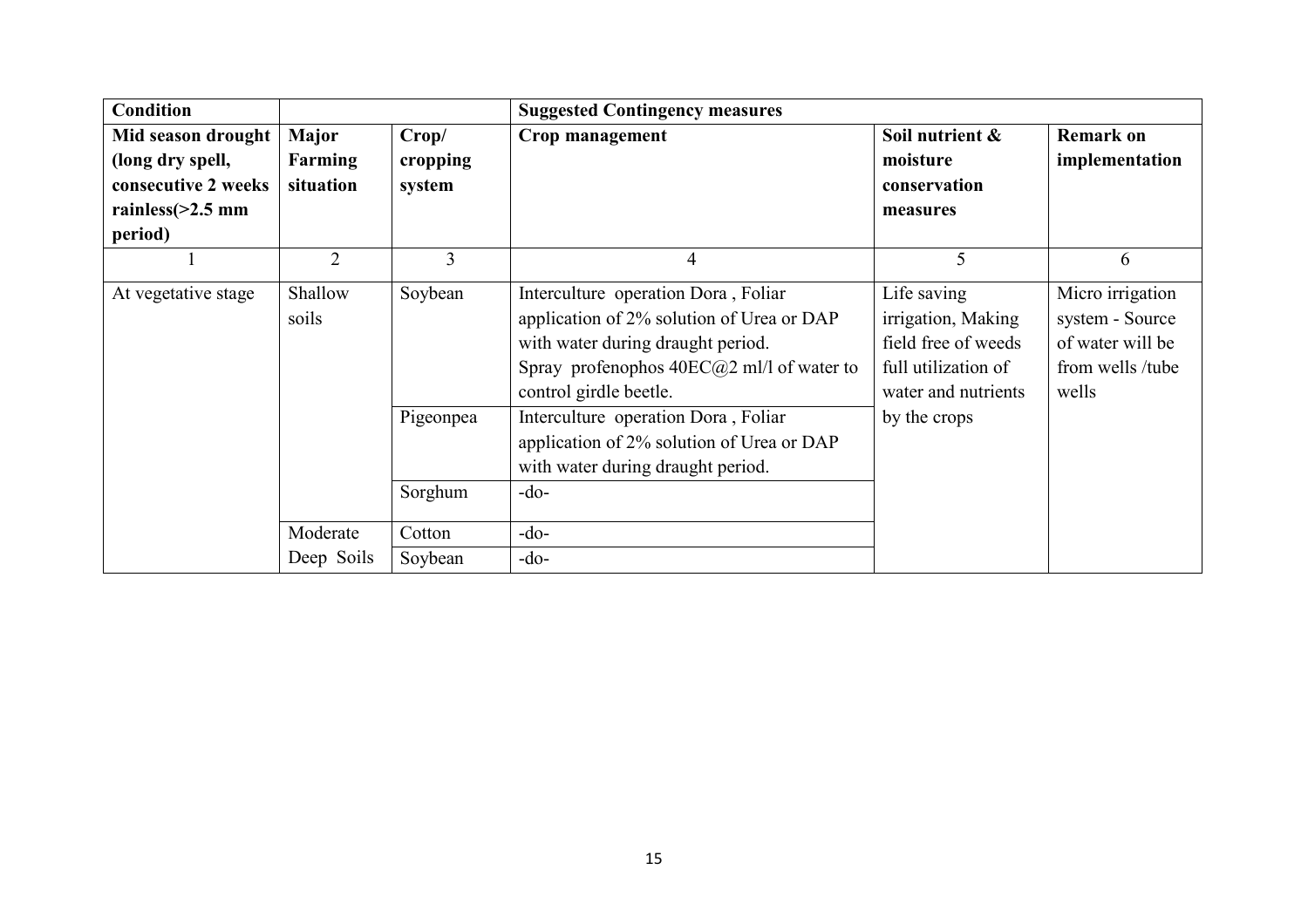| Condition | | | Suggested Contingency measures | | |
|---|---|---|---|---|---|
| **Mid season drought (long dry spell, consecutive 2 weeks rainless(>2.5 mm period)** | **Major Farming situation** | **Crop/ cropping system** | **Crop management** | **Soil nutrient & moisture conservation measures** | **Remark on implementation** |
| 1 | 2 | 3 | 4 | 5 | 6 |
| At vegetative stage | Shallow soils | Soybean | Interculture operation Dora , Foliar application of 2% solution of Urea or DAP with water during draught period. Spray profenophos 40EC@2 ml/l of water to control girdle beetle. | Life saving irrigation, Making field free of weeds full utilization of water and nutrients by the crops | Micro irrigation system - Source of water will be from wells /tube wells |
| | | Pigeonpea | Interculture operation Dora , Foliar application of 2% solution of Urea or DAP with water during draught period. | | |
| | | Sorghum | -do- | | |
| | Moderate Deep Soils | Cotton | -do- | | |
| | | Soybean | -do- | | |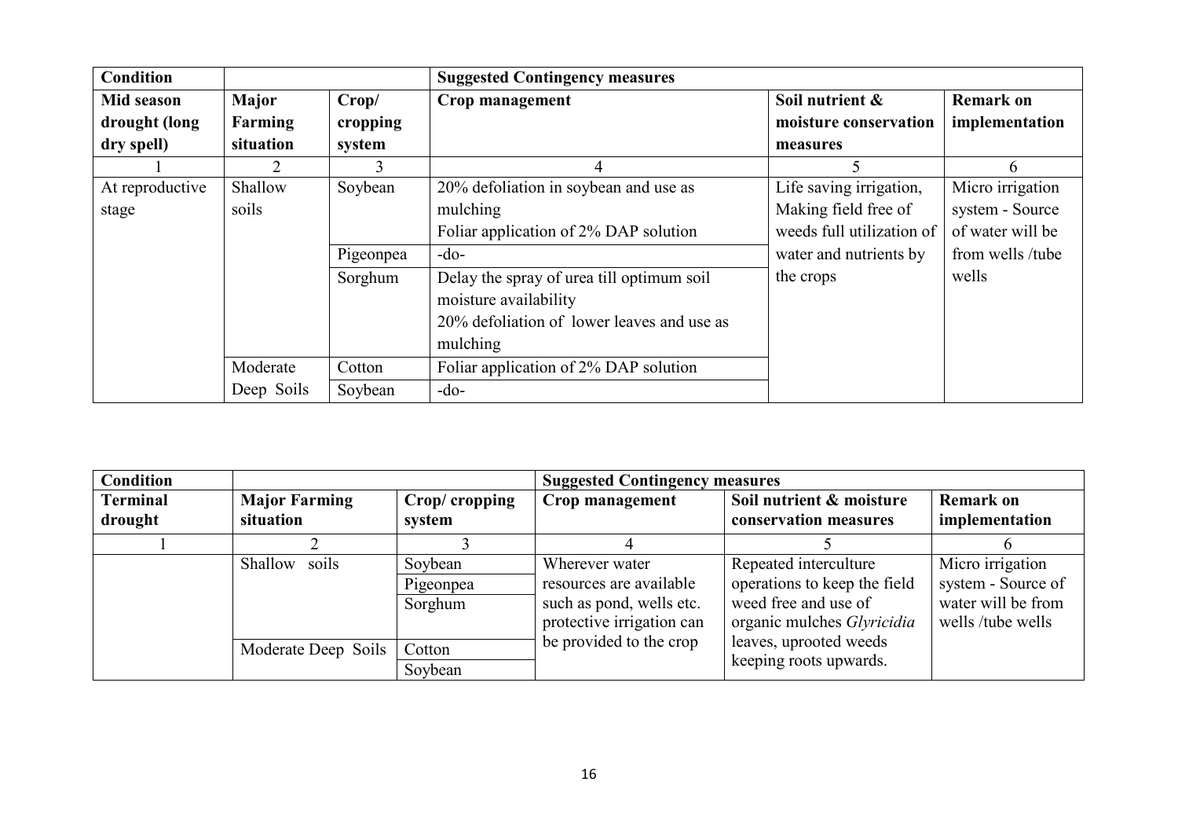| Condition | | | Suggested Contingency measures | | |
|---|---|---|---|---|---|
| **Mid season drought (long dry spell)** | **Major Farming situation** | **Crop/ cropping system** | **Crop management** | **Soil nutrient & moisture conservation measures** | **Remark on implementation** |
| 1 | 2 | 3 | 4 | 5 | 6 |
| At reproductive stage | Shallow soils | Soybean | 20% defoliation in soybean and use as mulching<br>Foliar application of 2% DAP solution | Life saving irrigation, Making field free of weeds full utilization of water and nutrients by the crops | Micro irrigation system - Source of water will be from wells /tube wells |
| | | Pigeonpea | -do- | | |
| | | Sorghum | Delay the spray of urea till optimum soil moisture availability<br>20% defoliation of lower leaves and use as mulching | | |
| | Moderate Deep Soils | Cotton | Foliar application of 2% DAP solution | | |
| | | Soybean | -do- | | |

| Condition | | | Suggested Contingency measures | | |
|---|---|---|---|---|---|
| **Terminal drought** | **Major Farming situation** | **Crop/ cropping system** | **Crop management** | **Soil nutrient & moisture conservation measures** | **Remark on implementation** |
| 1 | 2 | 3 | 4 | 5 | 6 |
| | Shallow soils | Soybean | Wherever water resources are available such as pond, wells etc. protective irrigation can be provided to the crop | Repeated interculture operations to keep the field weed free and use of organic mulches *Glyricidia* leaves, uprooted weeds keeping roots upwards. | Micro irrigation system - Source of water will be from wells /tube wells |
| | | Pigeonpea | | | |
| | | Sorghum | | | |
| | Moderate Deep Soils | Cotton | | | |
| | | Soybean | | | |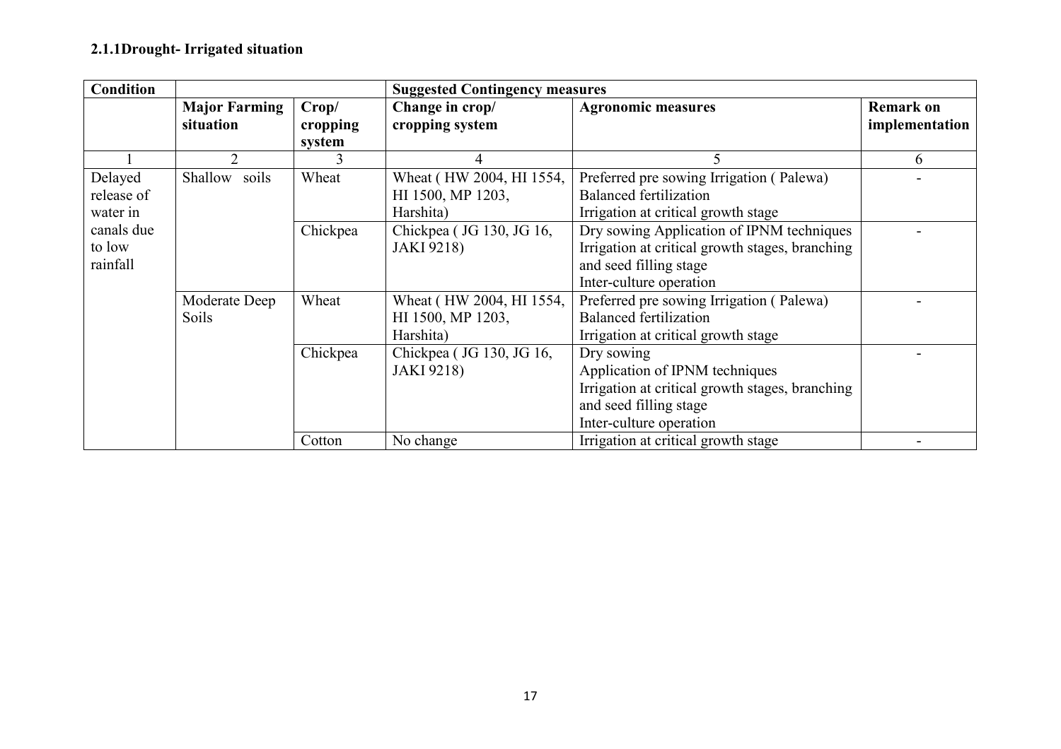**2.1.1Drought- Irrigated situation**

| Condition | | | Suggested Contingency measures | | |
|---|---|---|---|---|---|
| | **Major Farming situation** | **Crop/ cropping system** | **Change in crop/ cropping system** | **Agronomic measures** | **Remark on implementation** |
| 1 | 2 | 3 | 4 | 5 | 6 |
| Delayed release of water in canals due to low rainfall | Shallow soils | Wheat | Wheat ( HW 2004, HI 1554, HI 1500, MP 1203, Harshita) | Preferred pre sowing Irrigation ( Palewa)<br>Balanced fertilization<br>Irrigation at critical growth stage | - |
| | | Chickpea | Chickpea ( JG 130, JG 16, JAKI 9218) | Dry sowing Application of IPNM techniques<br>Irrigation at critical growth stages, branching and seed filling stage<br>Inter-culture operation | - |
| | Moderate Deep Soils | Wheat | Wheat ( HW 2004, HI 1554, HI 1500, MP 1203, Harshita) | Preferred pre sowing Irrigation ( Palewa)<br>Balanced fertilization<br>Irrigation at critical growth stage | - |
| | | Chickpea | Chickpea ( JG 130, JG 16, JAKI 9218) | Dry sowing<br>Application of IPNM techniques<br>Irrigation at critical growth stages, branching and seed filling stage<br>Inter-culture operation | - |
| | | Cotton | No change | Irrigation at critical growth stage | - |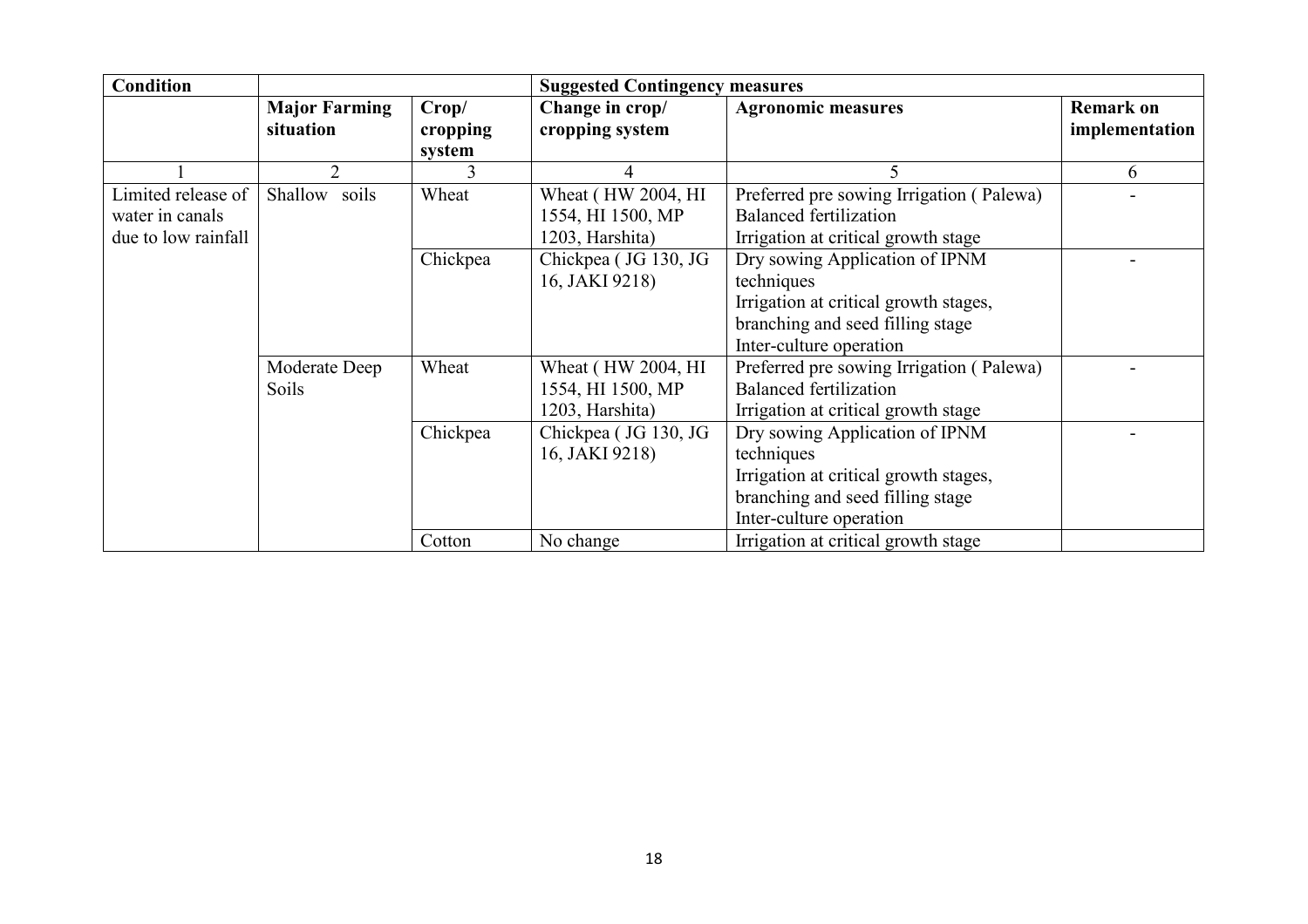| Condition | | | Suggested Contingency measures | | |
|---|---|---|---|---|---|
| | Major Farming situation | Crop/ cropping system | Change in crop/ cropping system | Agronomic measures | Remark on implementation |
| 1 | 2 | 3 | 4 | 5 | 6 |
| Limited release of water in canals due to low rainfall | Shallow soils | Wheat | Wheat ( HW 2004, HI 1554, HI 1500, MP 1203, Harshita) | Preferred pre sowing Irrigation ( Palewa)<br>Balanced fertilization<br>Irrigation at critical growth stage | - |
| | | Chickpea | Chickpea ( JG 130, JG 16, JAKI 9218) | Dry sowing Application of IPNM techniques<br>Irrigation at critical growth stages, branching and seed filling stage<br>Inter-culture operation | - |
| | Moderate Deep Soils | Wheat | Wheat ( HW 2004, HI 1554, HI 1500, MP 1203, Harshita) | Preferred pre sowing Irrigation ( Palewa)<br>Balanced fertilization<br>Irrigation at critical growth stage | - |
| | | Chickpea | Chickpea ( JG 130, JG 16, JAKI 9218) | Dry sowing Application of IPNM techniques<br>Irrigation at critical growth stages, branching and seed filling stage<br>Inter-culture operation | - |
| | | Cotton | No change | Irrigation at critical growth stage | |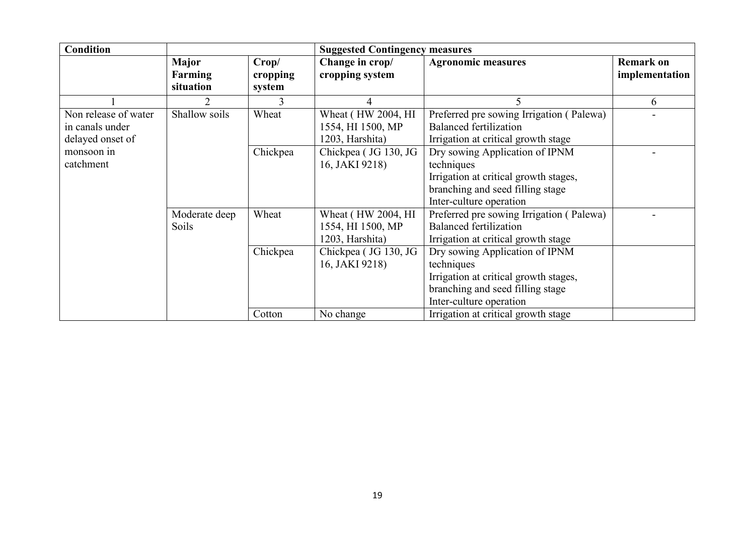| Condition | | | Suggested Contingency measures | | |
|---|---|---|---|---|---|
| | Major Farming situation | Crop/ cropping system | Change in crop/ cropping system | Agronomic measures | Remark on implementation |
| 1 | 2 | 3 | 4 | 5 | 6 |
| Non release of water in canals under delayed onset of monsoon in catchment | Shallow soils | Wheat | Wheat ( HW 2004, HI 1554, HI 1500, MP 1203, Harshita) | Preferred pre sowing Irrigation ( Palewa)<br>Balanced fertilization<br>Irrigation at critical growth stage | - |
| | | Chickpea | Chickpea ( JG 130, JG 16, JAKI 9218) | Dry sowing Application of IPNM techniques<br>Irrigation at critical growth stages, branching and seed filling stage<br>Inter-culture operation | - |
| | Moderate deep Soils | Wheat | Wheat ( HW 2004, HI 1554, HI 1500, MP 1203, Harshita) | Preferred pre sowing Irrigation ( Palewa)<br>Balanced fertilization<br>Irrigation at critical growth stage | - |
| | | Chickpea | Chickpea ( JG 130, JG 16, JAKI 9218) | Dry sowing Application of IPNM techniques<br>Irrigation at critical growth stages, branching and seed filling stage<br>Inter-culture operation | |
| | | Cotton | No change | Irrigation at critical growth stage | |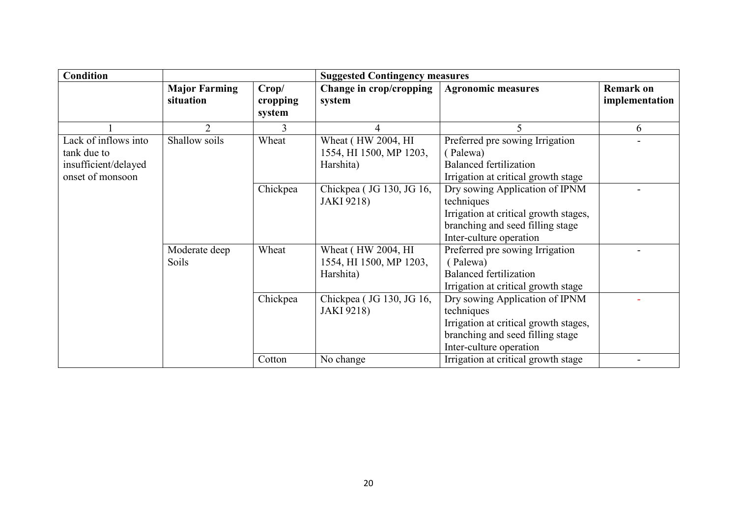| Condition | | | Suggested Contingency measures | | |
|---|---|---|---|---|---|
| | Major Farming situation | Crop/ cropping system | Change in crop/cropping system | Agronomic measures | Remark on implementation |
| 1 | 2 | 3 | 4 | 5 | 6 |
| Lack of inflows into tank due to insufficient/delayed onset of monsoon | Shallow soils | Wheat | Wheat ( HW 2004, HI 1554, HI 1500, MP 1203, Harshita) | Preferred pre sowing Irrigation ( Palewa)<br>Balanced fertilization<br>Irrigation at critical growth stage | - |
| | | Chickpea | Chickpea ( JG 130, JG 16, JAKI 9218) | Dry sowing Application of IPNM techniques<br>Irrigation at critical growth stages, branching and seed filling stage<br>Inter-culture operation | - |
| | Moderate deep Soils | Wheat | Wheat ( HW 2004, HI 1554, HI 1500, MP 1203, Harshita) | Preferred pre sowing Irrigation ( Palewa)<br>Balanced fertilization<br>Irrigation at critical growth stage | - |
| | | Chickpea | Chickpea ( JG 130, JG 16, JAKI 9218) | Dry sowing Application of IPNM techniques<br>Irrigation at critical growth stages, branching and seed filling stage<br>Inter-culture operation | - |
| | | Cotton | No change | Irrigation at critical growth stage | - |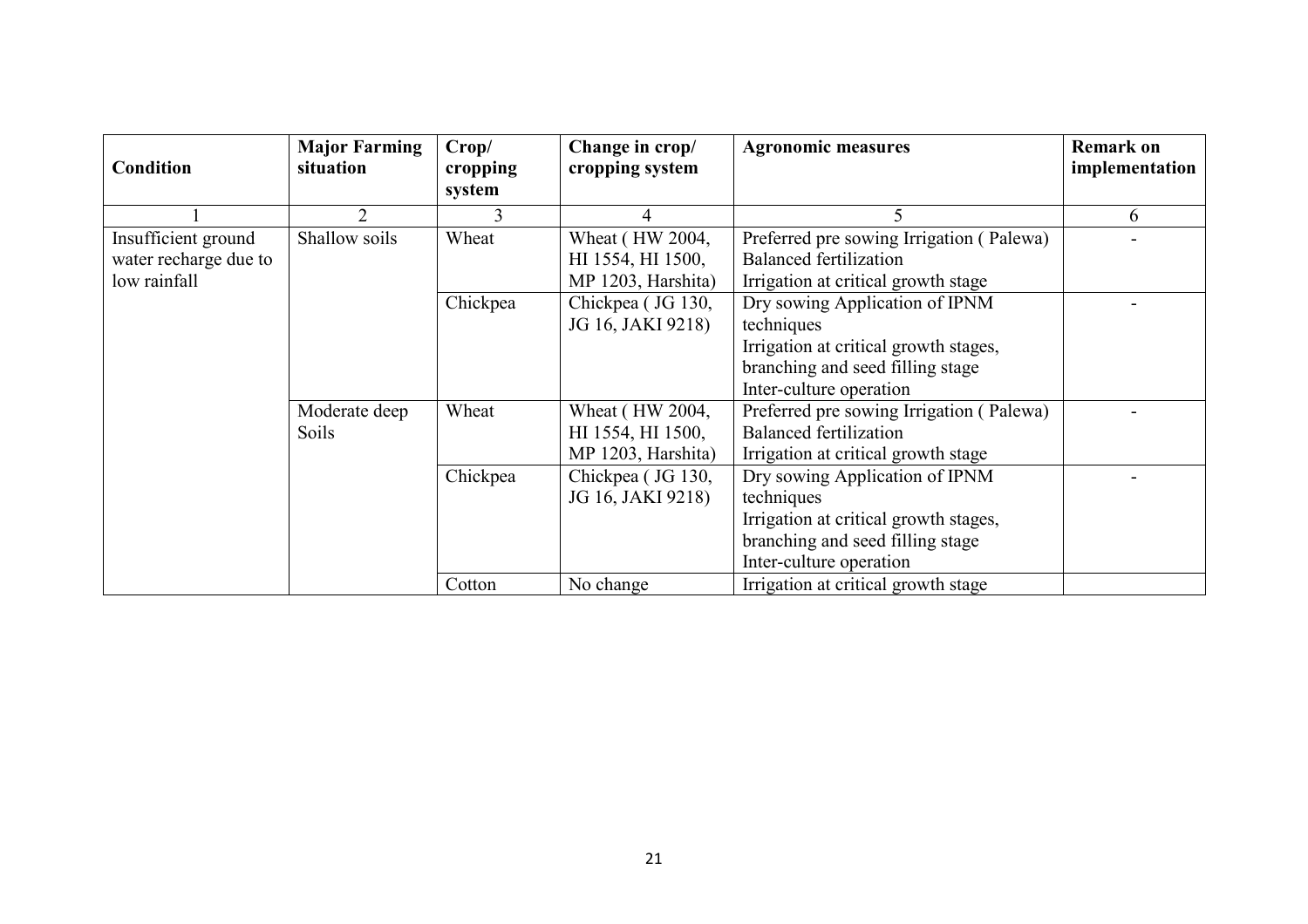| Condition | Major Farming situation | Crop/ cropping system | Change in crop/ cropping system | Agronomic measures | Remark on implementation |
|---|---|---|---|---|---|
| 1 | 2 | 3 | 4 | 5 | 6 |
| Insufficient ground water recharge due to low rainfall | Shallow soils | Wheat | Wheat ( HW 2004, HI 1554, HI 1500, MP 1203, Harshita) | Preferred pre sowing Irrigation ( Palewa)<br>Balanced fertilization<br>Irrigation at critical growth stage | - |
| | | Chickpea | Chickpea ( JG 130, JG 16, JAKI 9218) | Dry sowing Application of IPNM techniques<br>Irrigation at critical growth stages, branching and seed filling stage<br>Inter-culture operation | - |
| | Moderate deep Soils | Wheat | Wheat ( HW 2004, HI 1554, HI 1500, MP 1203, Harshita) | Preferred pre sowing Irrigation ( Palewa)<br>Balanced fertilization<br>Irrigation at critical growth stage | - |
| | | Chickpea | Chickpea ( JG 130, JG 16, JAKI 9218) | Dry sowing Application of IPNM techniques<br>Irrigation at critical growth stages, branching and seed filling stage<br>Inter-culture operation | - |
| | | Cotton | No change | Irrigation at critical growth stage | |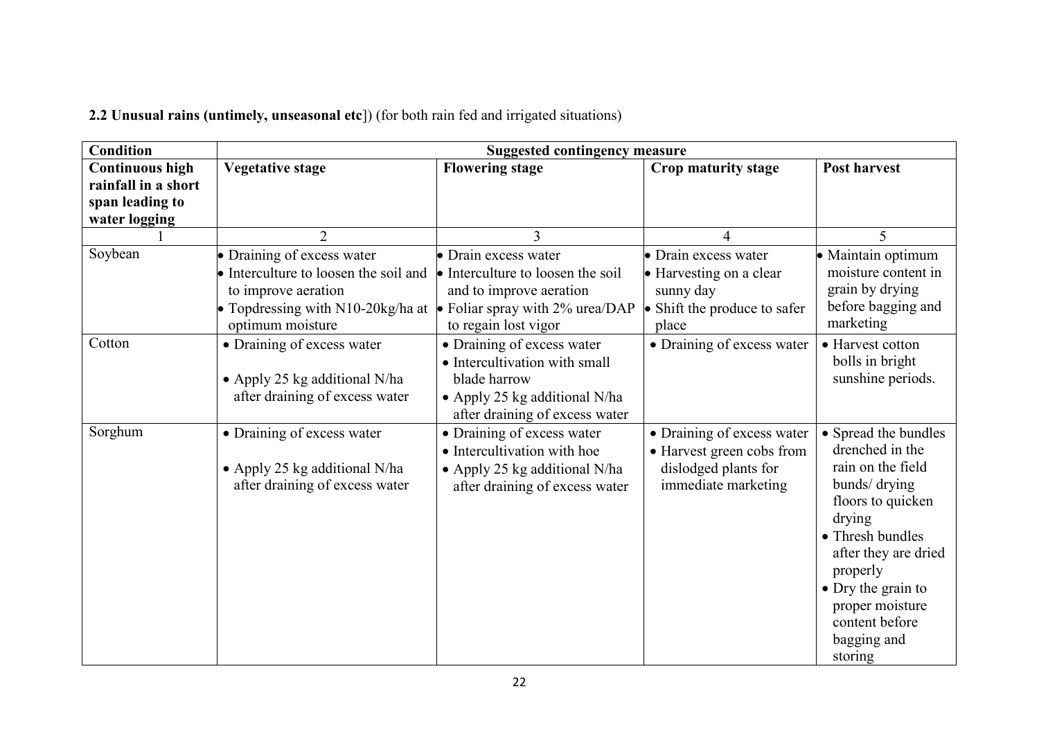**2.2 Unusual rains (untimely, unseasonal etc**]) (for both rain fed and irrigated situations)

| **Condition** | **Suggested contingency measure** | | | |
|---|---|---|---|---|
| **Continuous high rainfall in a short span leading to water logging** | **Vegetative stage** | **Flowering stage** | **Crop maturity stage** | **Post harvest** |
| 1 | 2 | 3 | 4 | 5 |
| Soybean | • Draining of excess water<br>• Interculture to loosen the soil and to improve aeration<br>• Topdressing with N10-20kg/ha at optimum moisture | • Drain excess water<br>• Interculture to loosen the soil and to improve aeration<br>• Foliar spray with 2% urea/DAP to regain lost vigor | • Drain excess water<br>• Harvesting on a clear sunny day<br>• Shift the produce to safer place | • Maintain optimum moisture content in grain by drying before bagging and marketing |
| Cotton | • Draining of excess water<br>• Apply 25 kg additional N/ha after draining of excess water | • Draining of excess water<br>• Intercultivation with small blade harrow<br>• Apply 25 kg additional N/ha after draining of excess water | • Draining of excess water | • Harvest cotton bolls in bright sunshine periods. |
| Sorghum | • Draining of excess water<br>• Apply 25 kg additional N/ha after draining of excess water | • Draining of excess water<br>• Intercultivation with hoe<br>• Apply 25 kg additional N/ha after draining of excess water | • Draining of excess water<br>• Harvest green cobs from dislodged plants for immediate marketing | • Spread the bundles drenched in the rain on the field bunds/ drying floors to quicken drying<br>• Thresh bundles after they are dried properly<br>• Dry the grain to proper moisture content before bagging and storing |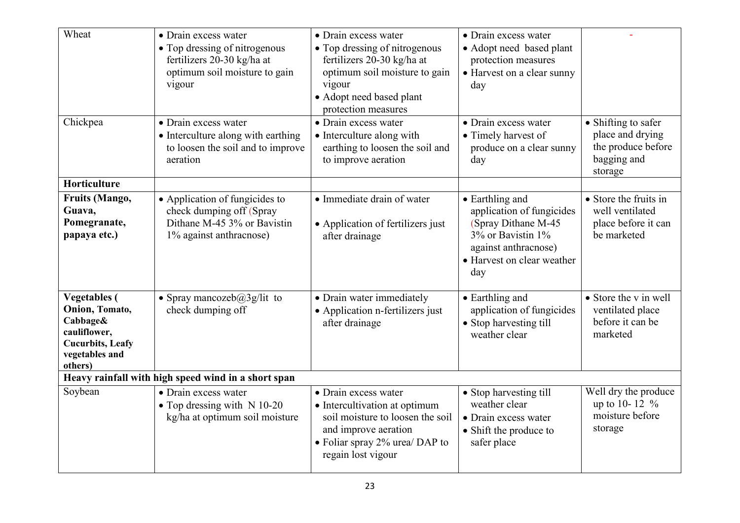| Wheat | • Drain excess water<br>• Top dressing of nitrogenous fertilizers 20-30 kg/ha at optimum soil moisture to gain vigour | • Drain excess water<br>• Top dressing of nitrogenous fertilizers 20-30 kg/ha at optimum soil moisture to gain vigour<br>• Adopt need based plant protection measures | • Drain excess water<br>• Adopt need based plant protection measures<br>• Harvest on a clear sunny day | - |
|---|---|---|---|---|
| Chickpea | • Drain excess water<br>• Interculture along with earthing to loosen the soil and to improve aeration | • Drain excess water<br>• Interculture along with earthing to loosen the soil and to improve aeration | • Drain excess water<br>• Timely harvest of produce on a clear sunny day | • Shifting to safer place and drying the produce before bagging and storage |
| **Horticulture** | | | | |
| **Fruits (Mango, Guava, Pomegranate, papaya etc.)** | • Application of fungicides to check dumping off (Spray Dithane M-45 3% or Bavistin 1% against anthracnose) | • Immediate drain of water<br>• Application of fertilizers just after drainage | • Earthling and application of fungicides (Spray Dithane M-45 3% or Bavistin 1% against anthracnose)<br>• Harvest on clear weather day | • Store the fruits in well ventilated place before it can be marketed |
| **Vegetables ( Onion, Tomato, Cabbage& cauliflower, Cucurbits, Leafy vegetables and others)** | • Spray mancozeb@3g/lit to check dumping off | • Drain water immediately<br>• Application n-fertilizers just after drainage | • Earthling and application of fungicides<br>• Stop harvesting till weather clear | • Store the v in well ventilated place before it can be marketed |
| **Heavy rainfall with high speed wind in a short span** | | | | |
| Soybean | • Drain excess water<br>• Top dressing with N 10-20 kg/ha at optimum soil moisture | • Drain excess water<br>• Intercultivation at optimum soil moisture to loosen the soil and improve aeration<br>• Foliar spray 2% urea/ DAP to regain lost vigour | • Stop harvesting till weather clear<br>• Drain excess water<br>• Shift the produce to safer place | Well dry the produce up to 10- 12 % moisture before storage |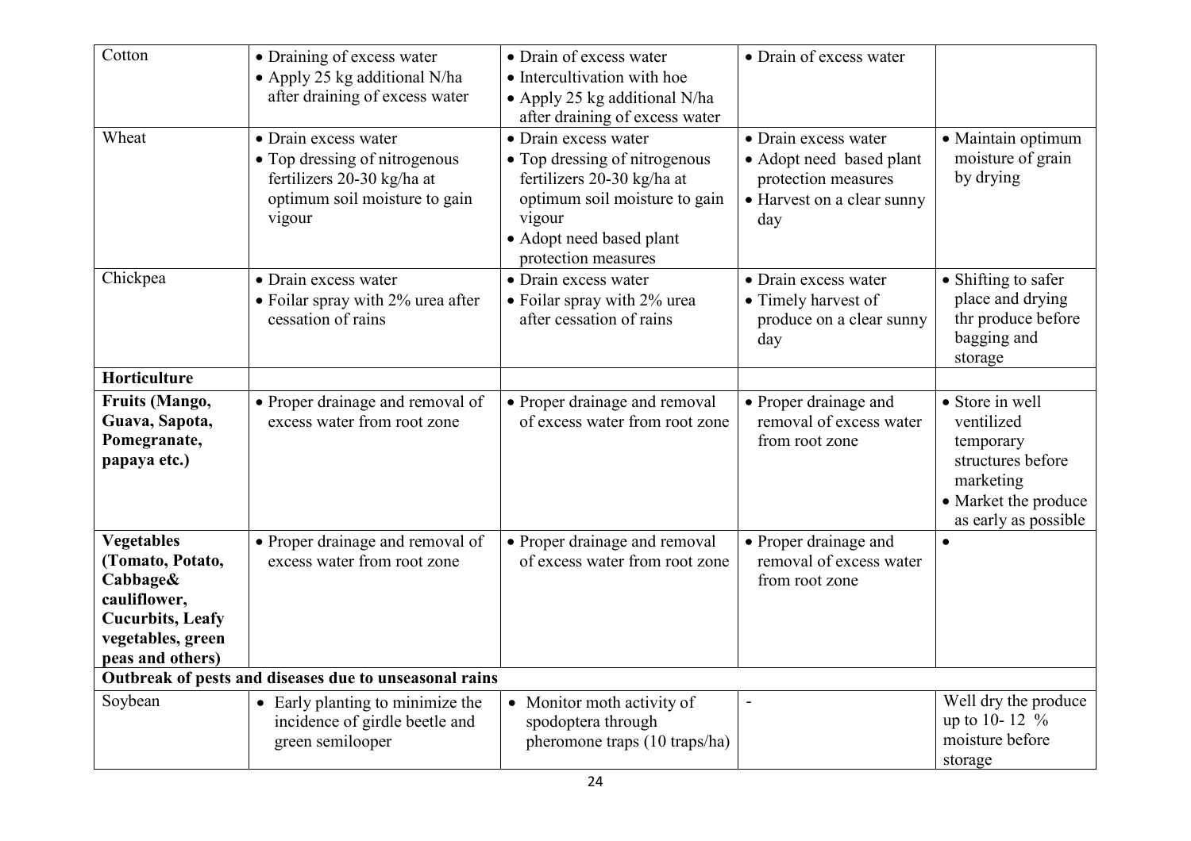| Cotton | • Draining of excess water<br>• Apply 25 kg additional N/ha after draining of excess water | • Drain of excess water<br>• Intercultivation with hoe<br>• Apply 25 kg additional N/ha after draining of excess water | • Drain of excess water | |
|---|---|---|---|---|
| Wheat | • Drain excess water<br>• Top dressing of nitrogenous fertilizers 20-30 kg/ha at optimum soil moisture to gain vigour | • Drain excess water<br>• Top dressing of nitrogenous fertilizers 20-30 kg/ha at optimum soil moisture to gain vigour<br>• Adopt need based plant protection measures | • Drain excess water<br>• Adopt need based plant protection measures<br>• Harvest on a clear sunny day | • Maintain optimum moisture of grain by drying |
| Chickpea | • Drain excess water<br>• Foilar spray with 2% urea after cessation of rains | • Drain excess water<br>• Foilar spray with 2% urea after cessation of rains | • Drain excess water<br>• Timely harvest of produce on a clear sunny day | • Shifting to safer place and drying thr produce before bagging and storage |
| **Horticulture** | | | | |
| **Fruits (Mango, Guava, Sapota, Pomegranate, papaya etc.)** | • Proper drainage and removal of excess water from root zone | • Proper drainage and removal of excess water from root zone | • Proper drainage and removal of excess water from root zone | • Store in well ventilized temporary structures before marketing<br>• Market the produce as early as possible |
| **Vegetables (Tomato, Potato, Cabbage& cauliflower, Cucurbits, Leafy vegetables, green peas and others)** | • Proper drainage and removal of excess water from root zone | • Proper drainage and removal of excess water from root zone | • Proper drainage and removal of excess water from root zone | • |
| **Outbreak of pests and diseases due to unseasonal rains** | | | | |
| Soybean | • Early planting to minimize the incidence of girdle beetle and green semilooper | • Monitor moth activity of spodoptera through pheromone traps (10 traps/ha) | - | Well dry the produce up to 10- 12 % moisture before storage |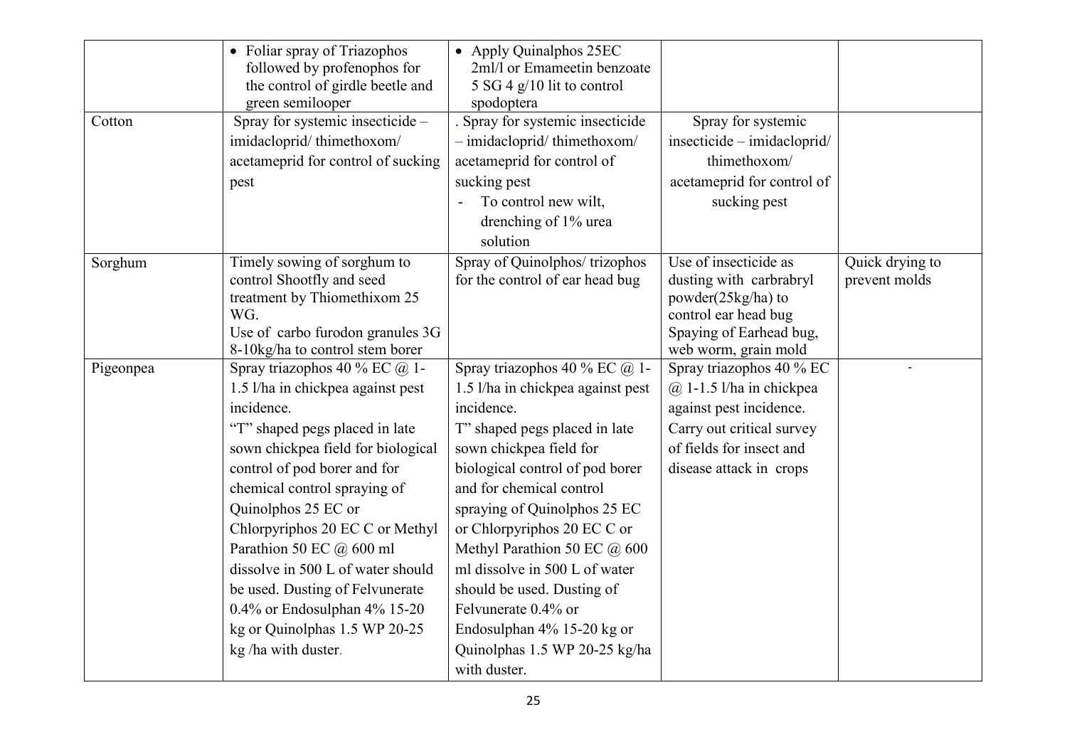| | | | | |
|---|---|---|---|---|
| | • Foliar spray of Triazophos followed by profenophos for the control of girdle beetle and green semilooper | • Apply Quinalphos 25EC 2ml/l or Emameetin benzoate 5 SG 4 g/10 lit to control spodoptera | | |
| Cotton | Spray for systemic insecticide – imidacloprid/ thimethoxom/ acetameprid for control of sucking pest | . Spray for systemic insecticide – imidacloprid/ thimethoxom/ acetameprid for control of sucking pest<br>- To control new wilt, drenching of 1% urea solution | Spray for systemic insecticide – imidacloprid/ thimethoxom/ acetameprid for control of sucking pest | |
| Sorghum | Timely sowing of sorghum to control Shootfly and seed treatment by Thiomethixom 25 WG.<br>Use of carbo furodon granules 3G 8-10kg/ha to control stem borer | Spray of Quinolphos/ trizophos for the control of ear head bug | Use of insecticide as dusting with carbrabryl powder(25kg/ha) to control ear head bug<br>Spaying of Earhead bug, web worm, grain mold | Quick drying to prevent molds |
| Pigeonpea | Spray triazophos 40 % EC @ 1-1.5 l/ha in chickpea against pest incidence.<br>"T" shaped pegs placed in late sown chickpea field for biological control of pod borer and for chemical control spraying of Quinolphos 25 EC or Chlorpyriphos 20 EC C or Methyl Parathion 50 EC @ 600 ml dissolve in 500 L of water should be used. Dusting of Felvunerate 0.4% or Endosulphan 4% 15-20 kg or Quinolphas 1.5 WP 20-25 kg /ha with duster. | Spray triazophos 40 % EC @ 1-1.5 l/ha in chickpea against pest incidence.<br>T" shaped pegs placed in late sown chickpea field for biological control of pod borer and for chemical control spraying of Quinolphos 25 EC or Chlorpyriphos 20 EC C or Methyl Parathion 50 EC @ 600 ml dissolve in 500 L of water should be used. Dusting of Felvunerate 0.4% or Endosulphan 4% 15-20 kg or Quinolphas 1.5 WP 20-25 kg/ha with duster. | Spray triazophos 40 % EC @ 1-1.5 l/ha in chickpea against pest incidence.<br>Carry out critical survey of fields for insect and disease attack in crops | - |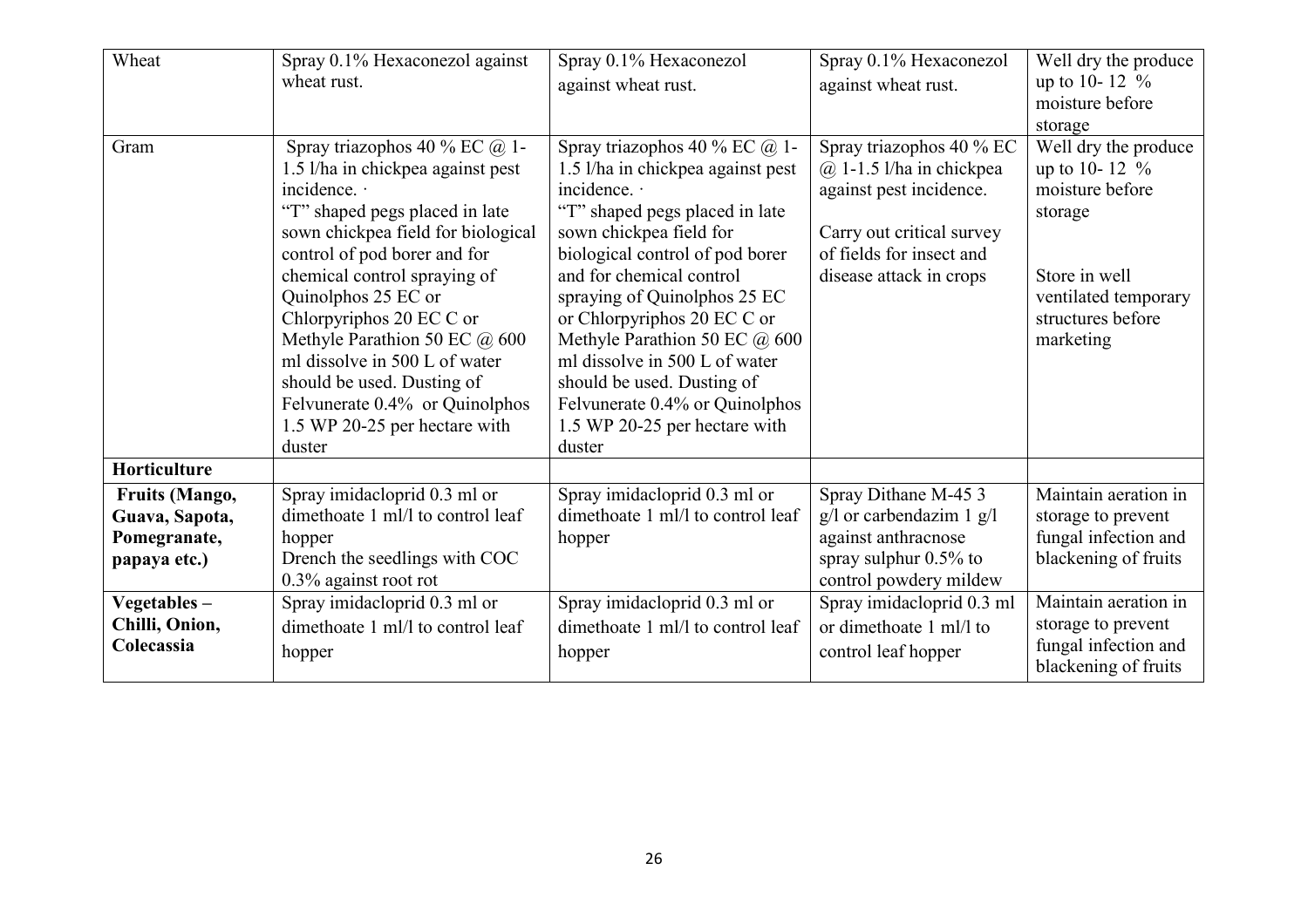| Wheat | Spray 0.1% Hexaconezol against wheat rust. | Spray 0.1% Hexaconezol against wheat rust. | Spray 0.1% Hexaconezol against wheat rust. | Well dry the produce up to 10- 12 % moisture before storage |
|---|---|---|---|---|
| Gram | Spray triazophos 40 % EC @ 1-1.5 l/ha in chickpea against pest incidence. · "T" shaped pegs placed in late sown chickpea field for biological control of pod borer and for chemical control spraying of Quinolphos 25 EC or Chlorpyriphos 20 EC C or Methyle Parathion 50 EC @ 600 ml dissolve in 500 L of water should be used. Dusting of Felvunerate 0.4% or Quinolphos 1.5 WP 20-25 per hectare with duster | Spray triazophos 40 % EC @ 1-1.5 l/ha in chickpea against pest incidence. · "T" shaped pegs placed in late sown chickpea field for biological control of pod borer and for chemical control spraying of Quinolphos 25 EC or Chlorpyriphos 20 EC C or Methyle Parathion 50 EC @ 600 ml dissolve in 500 L of water should be used. Dusting of Felvunerate 0.4% or Quinolphos 1.5 WP 20-25 per hectare with duster | Spray triazophos 40 % EC @ 1-1.5 l/ha in chickpea against pest incidence. Carry out critical survey of fields for insect and disease attack in crops | Well dry the produce up to 10- 12 % moisture before storage Store in well ventilated temporary structures before marketing |
| **Horticulture** | | | | |
| **Fruits (Mango, Guava, Sapota, Pomegranate, papaya etc.)** | Spray imidacloprid 0.3 ml or dimethoate 1 ml/l to control leaf hopper Drench the seedlings with COC 0.3% against root rot | Spray imidacloprid 0.3 ml or dimethoate 1 ml/l to control leaf hopper | Spray Dithane M-45 3 g/l or carbendazim 1 g/l against anthracnose spray sulphur 0.5% to control powdery mildew | Maintain aeration in storage to prevent fungal infection and blackening of fruits |
| **Vegetables – Chilli, Onion, Colecassia** | Spray imidacloprid 0.3 ml or dimethoate 1 ml/l to control leaf hopper | Spray imidacloprid 0.3 ml or dimethoate 1 ml/l to control leaf hopper | Spray imidacloprid 0.3 ml or dimethoate 1 ml/l to control leaf hopper | Maintain aeration in storage to prevent fungal infection and blackening of fruits |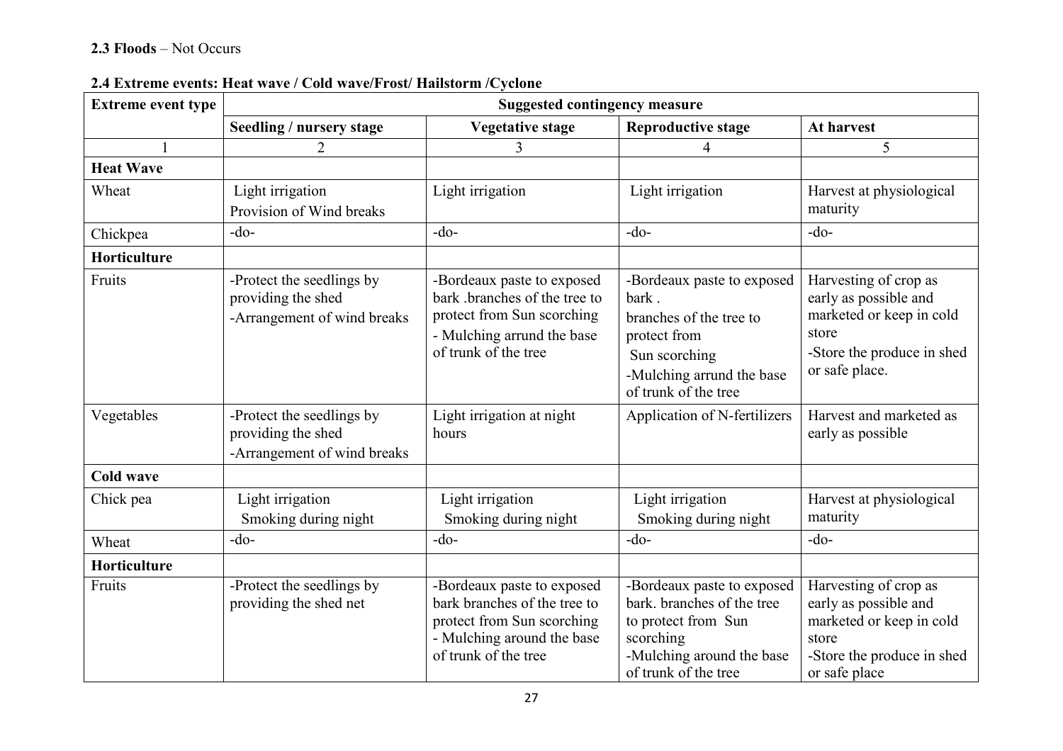**2.3 Floods** – Not Occurs

**2.4 Extreme events: Heat wave / Cold wave/Frost/ Hailstorm /Cyclone**

| Extreme event type | Suggested contingency measure | | | |
|---|---|---|---|---|
| | Seedling / nursery stage | Vegetative stage | Reproductive stage | At harvest |
| 1 | 2 | 3 | 4 | 5 |
| **Heat Wave** | | | | |
| Wheat | Light irrigation<br>Provision of Wind breaks | Light irrigation | Light irrigation | Harvest at physiological maturity |
| Chickpea | -do- | -do- | -do- | -do- |
| **Horticulture** | | | | |
| Fruits | -Protect the seedlings by providing the shed<br>-Arrangement of wind breaks | -Bordeaux paste to exposed bark .branches of the tree to protect from Sun scorching<br>- Mulching arrund the base of trunk of the tree | -Bordeaux paste to exposed bark .<br>branches of the tree to protect from<br>Sun scorching<br>-Mulching arrund the base of trunk of the tree | Harvesting of crop as early as possible and marketed or keep in cold store<br>-Store the produce in shed or safe place. |
| Vegetables | -Protect the seedlings by providing the shed<br>-Arrangement of wind breaks | Light irrigation at night hours | Application of N-fertilizers | Harvest and marketed as early as possible |
| **Cold wave** | | | | |
| Chick pea | Light irrigation<br>Smoking during night | Light irrigation<br>Smoking during night | Light irrigation<br>Smoking during night | Harvest at physiological maturity |
| Wheat | -do- | -do- | -do- | -do- |
| **Horticulture** | | | | |
| Fruits | -Protect the seedlings by providing the shed net | -Bordeaux paste to exposed bark branches of the tree to protect from Sun scorching<br>- Mulching around the base of trunk of the tree | -Bordeaux paste to exposed bark. branches of the tree to protect from Sun scorching<br>-Mulching around the base of trunk of the tree | Harvesting of crop as early as possible and marketed or keep in cold store<br>-Store the produce in shed or safe place |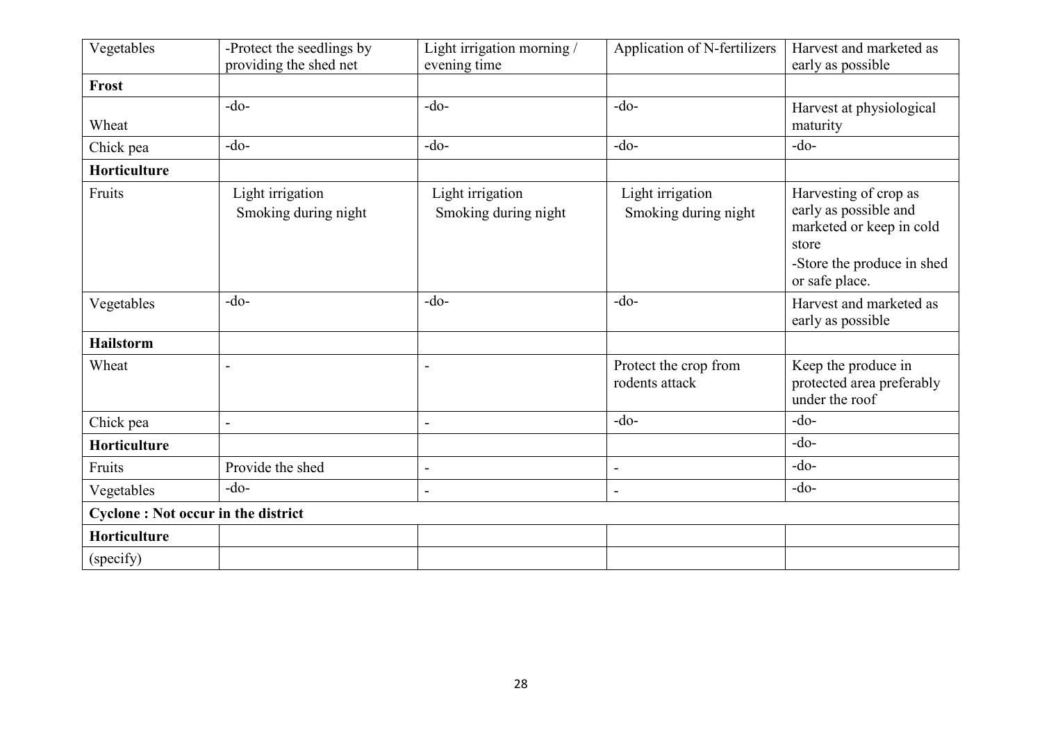| Vegetables | -Protect the seedlings by providing the shed net | Light irrigation morning / evening time | Application of N-fertilizers | Harvest and marketed as early as possible |
|---|---|---|---|---|
| **Frost** | | | | |
| Wheat | -do- | -do- | -do- | Harvest at physiological maturity |
| Chick pea | -do- | -do- | -do- | -do- |
| **Horticulture** | | | | |
| Fruits | Light irrigation<br>Smoking during night | Light irrigation<br>Smoking during night | Light irrigation<br>Smoking during night | Harvesting of crop as early as possible and marketed or keep in cold store<br>-Store the produce in shed or safe place. |
| Vegetables | -do- | -do- | -do- | Harvest and marketed as early as possible |
| **Hailstorm** | | | | |
| Wheat | - | - | Protect the crop from rodents attack | Keep the produce in protected area preferably under the roof |
| Chick pea | - | - | -do- | -do- |
| **Horticulture** | | | | -do- |
| Fruits | Provide the shed | - | - | -do- |
| Vegetables | -do- | - | - | -do- |
| **Cyclone : Not occur in the district** | | | | |
| **Horticulture** | | | | |
| (specify) | | | | |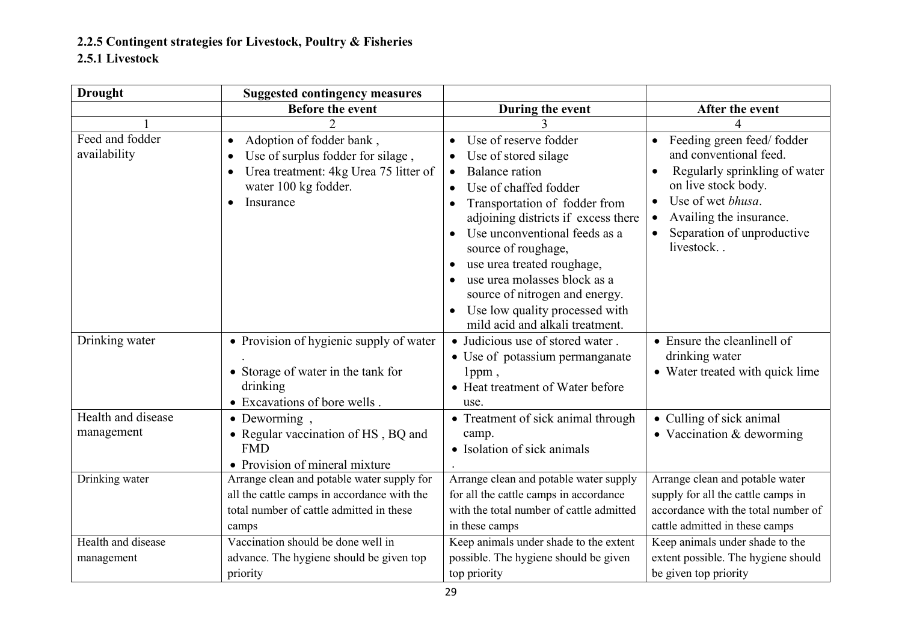**2.2.5 Contingent strategies for Livestock, Poultry & Fisheries**

**2.5.1 Livestock**

| Drought | Suggested contingency measures | | |
|---|---|---|---|
| | Before the event | During the event | After the event |
| 1 | 2 | 3 | 4 |
| Feed and fodder availability | • Adoption of fodder bank ,<br>• Use of surplus fodder for silage ,<br>• Urea treatment: 4kg Urea 75 litter of water 100 kg fodder.<br>• Insurance | • Use of reserve fodder<br>• Use of stored silage<br>• Balance ration<br>• Use of chaffed fodder<br>• Transportation of fodder from adjoining districts if excess there<br>• Use unconventional feeds as a source of roughage,<br>• use urea treated roughage,<br>• use urea molasses block as a source of nitrogen and energy.<br>• Use low quality processed with mild acid and alkali treatment. | • Feeding green feed/ fodder and conventional feed.<br>• Regularly sprinkling of water on live stock body.<br>• Use of wet *bhusa*.<br>• Availing the insurance.<br>• Separation of unproductive livestock. . |
| Drinking water | • Provision of hygienic supply of water .<br>• Storage of water in the tank for drinking<br>• Excavations of bore wells . | • Judicious use of stored water .<br>• Use of potassium permanganate 1ppm ,<br>• Heat treatment of Water before use. | • Ensure the cleanlinell of drinking water<br>• Water treated with quick lime |
| Health and disease management | • Deworming ,<br>• Regular vaccination of HS , BQ and FMD<br>• Provision of mineral mixture | • Treatment of sick animal through camp.<br>• Isolation of sick animals<br>. | • Culling of sick animal<br>• Vaccination & deworming |
| Drinking water | Arrange clean and potable water supply for all the cattle camps in accordance with the total number of cattle admitted in these camps | Arrange clean and potable water supply for all the cattle camps in accordance with the total number of cattle admitted in these camps | Arrange clean and potable water supply for all the cattle camps in accordance with the total number of cattle admitted in these camps |
| Health and disease management | Vaccination should be done well in advance. The hygiene should be given top priority | Keep animals under shade to the extent possible. The hygiene should be given top priority | Keep animals under shade to the extent possible. The hygiene should be given top priority |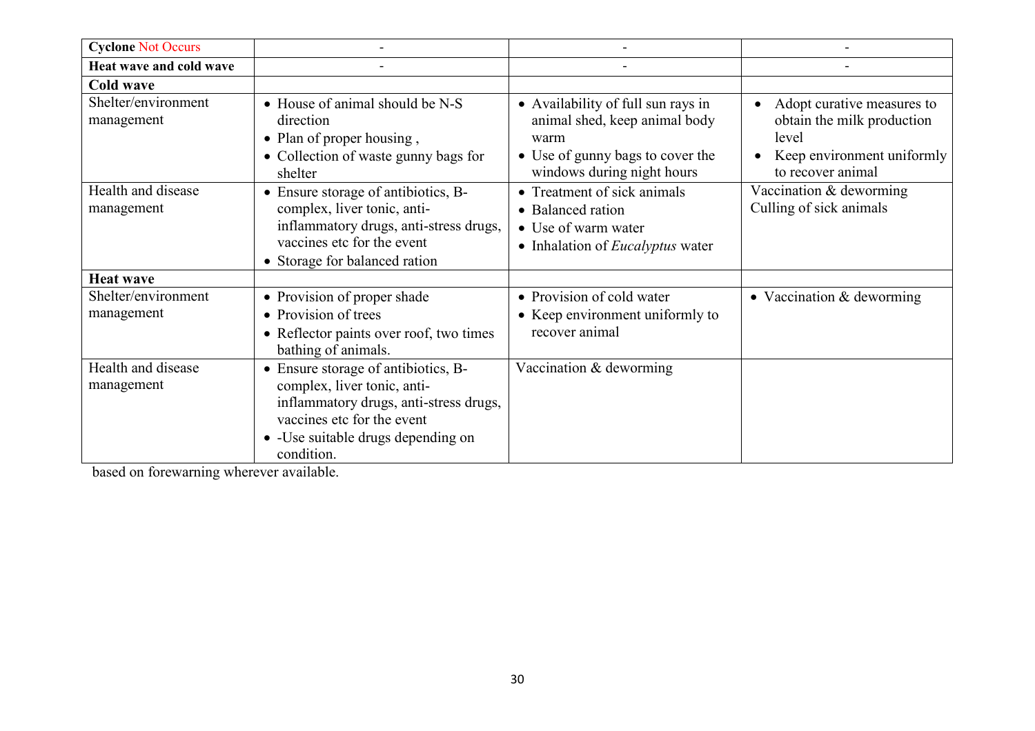| **Cyclone** Not Occurs | - | - | - |
|---|---|---|---|
| **Heat wave and cold wave** | - | - | - |
| **Cold wave** | | | |
| Shelter/environment management | • House of animal should be N-S direction<br>• Plan of proper housing ,<br>• Collection of waste gunny bags for shelter | • Availability of full sun rays in animal shed, keep animal body warm<br>• Use of gunny bags to cover the windows during night hours | • Adopt curative measures to obtain the milk production level<br>• Keep environment uniformly to recover animal |
| Health and disease management | • Ensure storage of antibiotics, B-complex, liver tonic, anti-inflammatory drugs, anti-stress drugs, vaccines etc for the event<br>• Storage for balanced ration | • Treatment of sick animals<br>• Balanced ration<br>• Use of warm water<br>• Inhalation of *Eucalyptus* water | Vaccination & deworming<br>Culling of sick animals |
| **Heat wave** | | | |
| Shelter/environment management | • Provision of proper shade<br>• Provision of trees<br>• Reflector paints over roof, two times bathing of animals. | • Provision of cold water<br>• Keep environment uniformly to recover animal | • Vaccination & deworming |
| Health and disease management | • Ensure storage of antibiotics, B-complex, liver tonic, anti-inflammatory drugs, anti-stress drugs, vaccines etc for the event<br>• -Use suitable drugs depending on condition. | Vaccination & deworming | |

based on forewarning wherever available.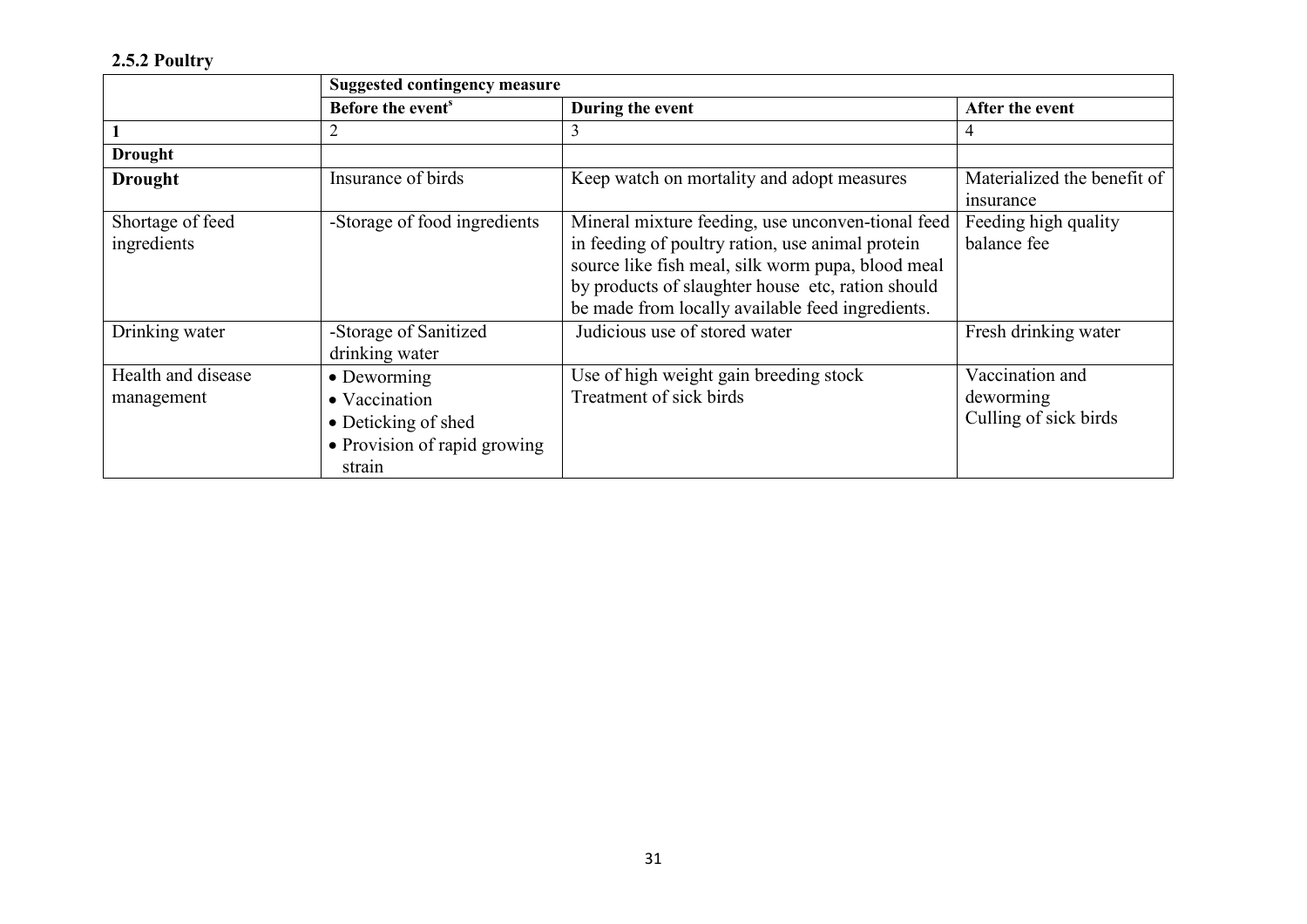### 2.5.2 Poultry

| | Suggested contingency measure | | |
|---|---|---|---|
| | **Before the event<sup>s</sup>** | **During the event** | **After the event** |
| **1** | 2 | 3 | 4 |
| **Drought** | | | |
| **Drought** | Insurance of birds | Keep watch on mortality and adopt measures | Materialized the benefit of insurance |
| Shortage of feed ingredients | -Storage of food ingredients | Mineral mixture feeding, use unconven-tional feed in feeding of poultry ration, use animal protein source like fish meal, silk worm pupa, blood meal by products of slaughter house etc, ration should be made from locally available feed ingredients. | Feeding high quality balance fee |
| Drinking water | -Storage of Sanitized drinking water | Judicious use of stored water | Fresh drinking water |
| Health and disease management | • Deworming<br>• Vaccination<br>• Deticking of shed<br>• Provision of rapid growing strain | Use of high weight gain breeding stock<br>Treatment of sick birds | Vaccination and deworming<br>Culling of sick birds |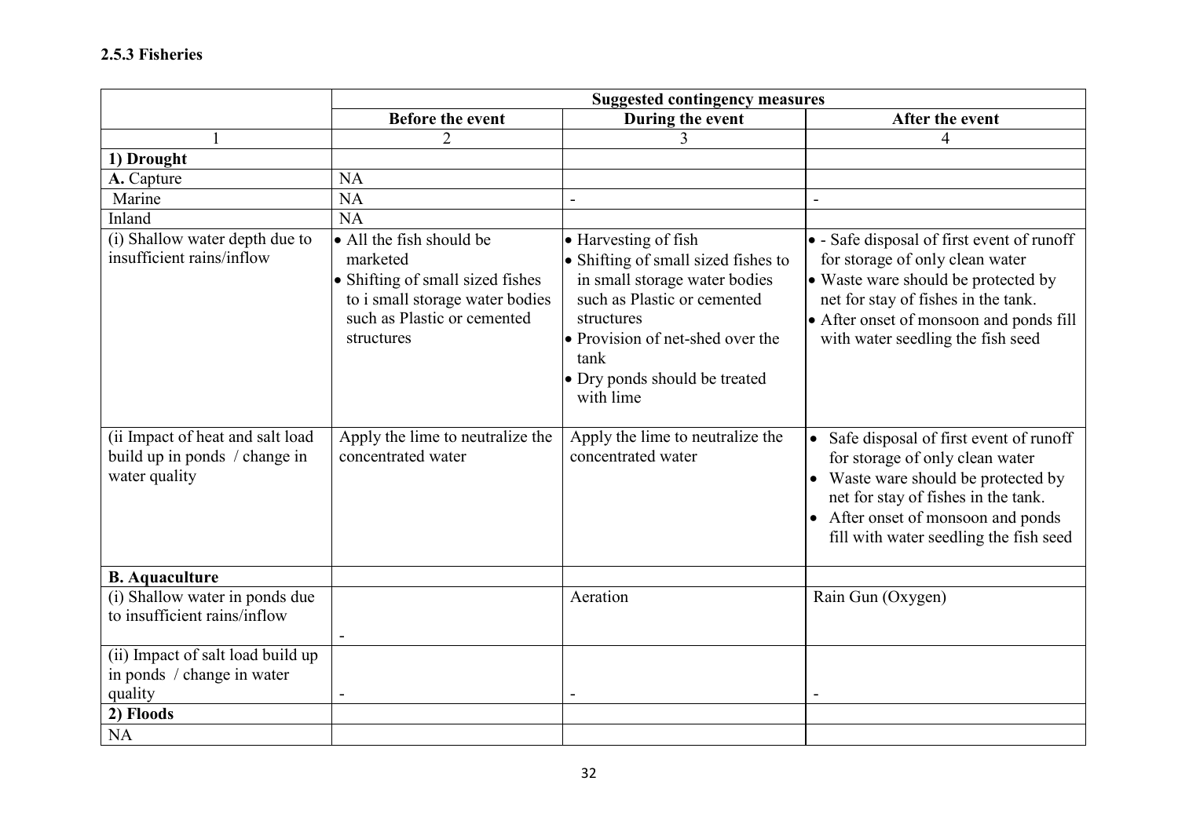### 2.5.3 Fisheries

| | Suggested contingency measures | | |
|---|---|---|---|
| | **Before the event** | **During the event** | **After the event** |
| 1 | 2 | 3 | 4 |
| **1) Drought** | | | |
| **A.** Capture | NA | | |
| Marine | NA | - | - |
| Inland | NA | | |
| (i) Shallow water depth due to insufficient rains/inflow | • All the fish should be marketed<br>• Shifting of small sized fishes to i small storage water bodies such as Plastic or cemented structures | • Harvesting of fish<br>• Shifting of small sized fishes to in small storage water bodies such as Plastic or cemented structures<br>• Provision of net-shed over the tank<br>• Dry ponds should be treated with lime | • - Safe disposal of first event of runoff for storage of only clean water<br>• Waste ware should be protected by net for stay of fishes in the tank.<br>• After onset of monsoon and ponds fill with water seedling the fish seed |
| (ii Impact of heat and salt load build up in ponds / change in water quality | Apply the lime to neutralize the concentrated water | Apply the lime to neutralize the concentrated water | • Safe disposal of first event of runoff for storage of only clean water<br>• Waste ware should be protected by net for stay of fishes in the tank.<br>• After onset of monsoon and ponds fill with water seedling the fish seed |
| **B. Aquaculture** | | | |
| (i) Shallow water in ponds due to insufficient rains/inflow | - | Aeration | Rain Gun (Oxygen) |
| (ii) Impact of salt load build up in ponds / change in water quality | - | - | - |
| **2) Floods** | | | |
| NA | | | |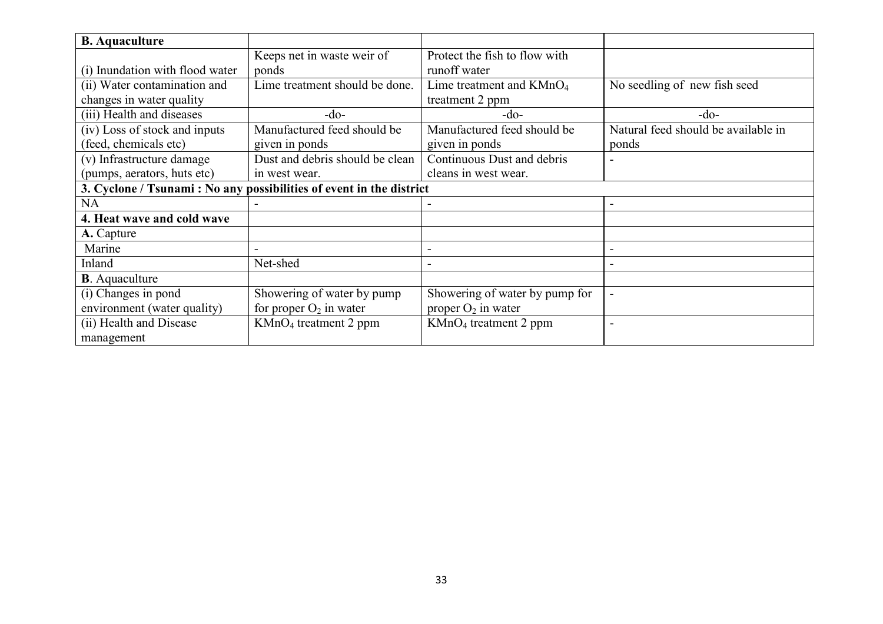| | | | |
|---|---|---|---|
| **B. Aquaculture** | | | |
| (i) Inundation with flood water | Keeps net in waste weir of ponds | Protect the fish to flow with runoff water | |
| (ii) Water contamination and changes in water quality | Lime treatment should be done. | Lime treatment and $KMnO_4$ treatment 2 ppm | No seedling of new fish seed |
| (iii) Health and diseases | -do- | -do- | -do- |
| (iv) Loss of stock and inputs (feed, chemicals etc) | Manufactured feed should be given in ponds | Manufactured feed should be given in ponds | Natural feed should be available in ponds |
| (v) Infrastructure damage (pumps, aerators, huts etc) | Dust and debris should be clean in west wear. | Continuous Dust and debris cleans in west wear. | - |
| **3. Cyclone / Tsunami : No any possibilities of event in the district** | | | |
| NA | - | - | - |
| **4. Heat wave and cold wave** | | | |
| **A.** Capture | | | |
| Marine | - | - | - |
| Inland | Net-shed | - | - |
| **B**. Aquaculture | | | |
| (i) Changes in pond environment (water quality) | Showering of water by pump for proper $O_2$ in water | Showering of water by pump for proper $O_2$ in water | - |
| (ii) Health and Disease management | $KMnO_4$ treatment 2 ppm | $KMnO_4$ treatment 2 ppm | - |